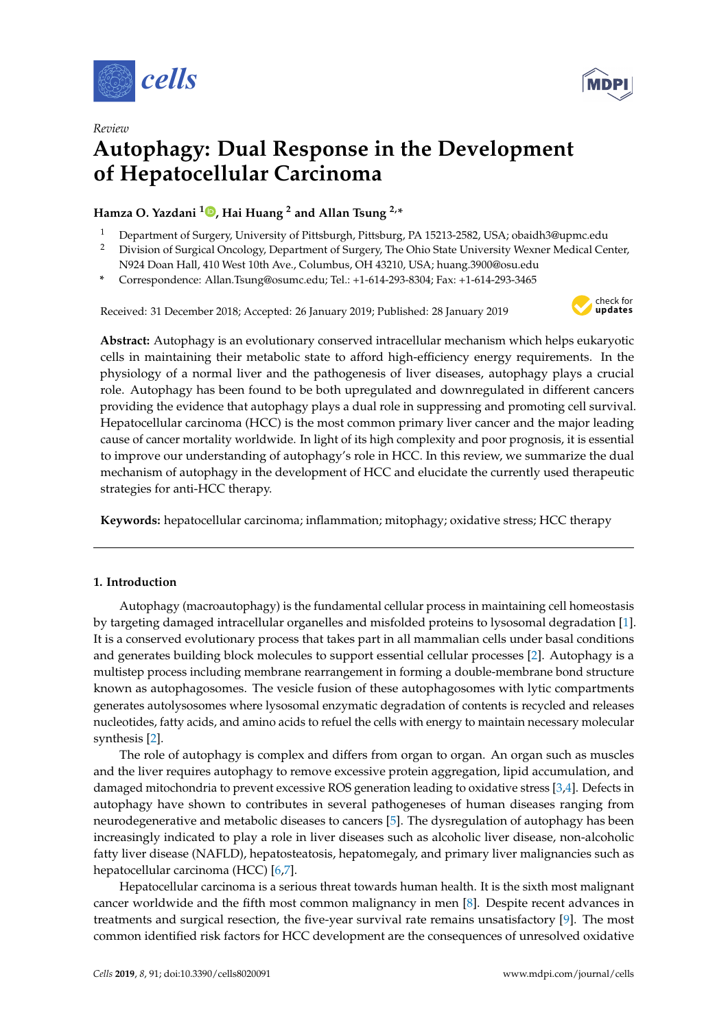Review

# Autophagy: Dual Response in the Development of Hepatocellular Carcinoma

**Hamza O. Yazdani [1], Hai Huang [2] and Allan Tsung [2,*]**

[1] Department of Surgery, University of Pittsburgh, Pittsburgh, PA 15213-2582, USA; obaidh3@upmc.edu
[2] Division of Surgical Oncology, Department of Surgery, The Ohio State University Wexner Medical Center, N924 Doan Hall, 410 West 10th Ave., Columbus, OH 43210, USA; huang.3900@osu.edu
* Correspondence: Allan.Tsung@osumc.edu; Tel.: +1-614-293-8304; Fax: +1-614-293-3465

Received: 31 December 2018; Accepted: 26 January 2019; Published: 28 January 2019

**Abstract:** Autophagy is an evolutionary conserved intracellular mechanism which helps eukaryotic cells in maintaining their metabolic state to afford high-efficiency energy requirements. In the physiology of a normal liver and the pathogenesis of liver diseases, autophagy plays a crucial role. Autophagy has been found to be both upregulated and downregulated in different cancers providing the evidence that autophagy plays a dual role in suppressing and promoting cell survival. Hepatocellular carcinoma (HCC) is the most common primary liver cancer and the major leading cause of cancer mortality worldwide. In light of its high complexity and poor prognosis, it is essential to improve our understanding of autophagy's role in HCC. In this review, we summarize the dual mechanism of autophagy in the development of HCC and elucidate the currently used therapeutic strategies for anti-HCC therapy.

**Keywords:** hepatocellular carcinoma; inflammation; mitophagy; oxidative stress; HCC therapy

## 1. Introduction

Autophagy (macroautophagy) is the fundamental cellular process in maintaining cell homeostasis by targeting damaged intracellular organelles and misfolded proteins to lysosomal degradation [1]. It is a conserved evolutionary process that takes part in all mammalian cells under basal conditions and generates building block molecules to support essential cellular processes [2]. Autophagy is a multistep process including membrane rearrangement in forming a double-membrane bond structure known as autophagosomes. The vesicle fusion of these autophagosomes with lytic compartments generates autolysosomes where lysosomal enzymatic degradation of contents is recycled and releases nucleotides, fatty acids, and amino acids to refuel the cells with energy to maintain necessary molecular synthesis [2].

The role of autophagy is complex and differs from organ to organ. An organ such as muscles and the liver requires autophagy to remove excessive protein aggregation, lipid accumulation, and damaged mitochondria to prevent excessive ROS generation leading to oxidative stress [3,4]. Defects in autophagy have shown to contributes in several pathogeneses of human diseases ranging from neurodegenerative and metabolic diseases to cancers [5]. The dysregulation of autophagy has been increasingly indicated to play a role in liver diseases such as alcoholic liver disease, non-alcoholic fatty liver disease (NAFLD), hepatosteatosis, hepatomegaly, and primary liver malignancies such as hepatocellular carcinoma (HCC) [6,7].

Hepatocellular carcinoma is a serious threat towards human health. It is the sixth most malignant cancer worldwide and the fifth most common malignancy in men [8]. Despite recent advances in treatments and surgical resection, the five-year survival rate remains unsatisfactory [9]. The most common identified risk factors for HCC development are the consequences of unresolved oxidative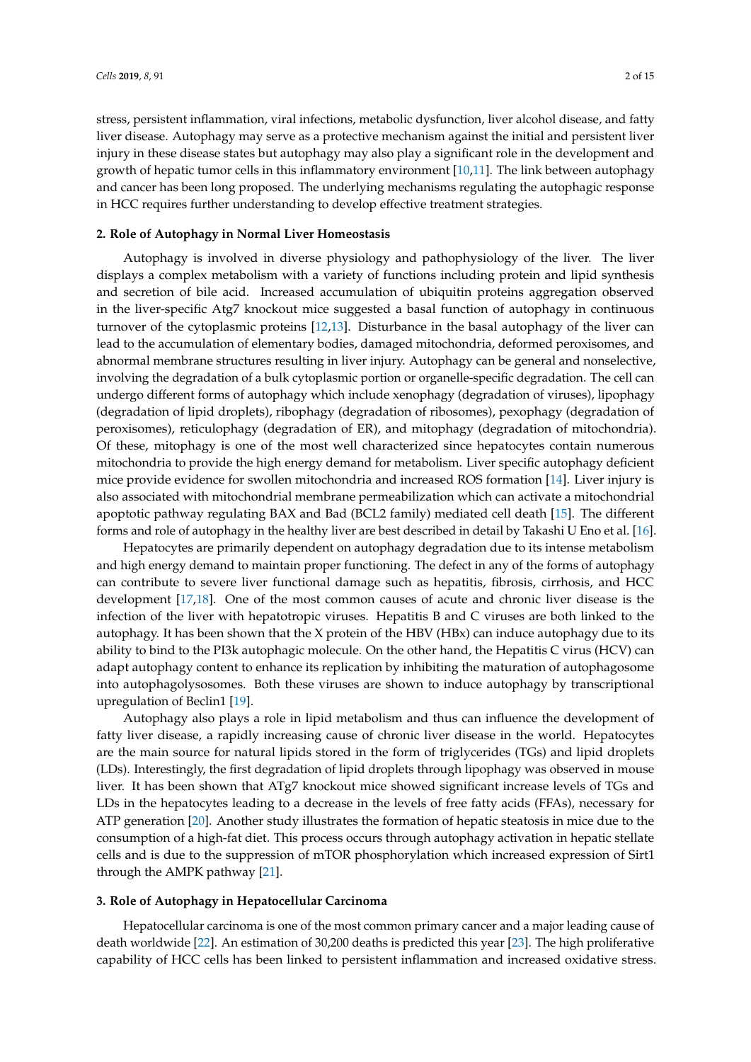stress, persistent inflammation, viral infections, metabolic dysfunction, liver alcohol disease, and fatty liver disease. Autophagy may serve as a protective mechanism against the initial and persistent liver injury in these disease states but autophagy may also play a significant role in the development and growth of hepatic tumor cells in this inflammatory environment [10,11]. The link between autophagy and cancer has been long proposed. The underlying mechanisms regulating the autophagic response in HCC requires further understanding to develop effective treatment strategies.

## 2. Role of Autophagy in Normal Liver Homeostasis

Autophagy is involved in diverse physiology and pathophysiology of the liver. The liver displays a complex metabolism with a variety of functions including protein and lipid synthesis and secretion of bile acid. Increased accumulation of ubiquitin proteins aggregation observed in the liver-specific Atg7 knockout mice suggested a basal function of autophagy in continuous turnover of the cytoplasmic proteins [12,13]. Disturbance in the basal autophagy of the liver can lead to the accumulation of elementary bodies, damaged mitochondria, deformed peroxisomes, and abnormal membrane structures resulting in liver injury. Autophagy can be general and nonselective, involving the degradation of a bulk cytoplasmic portion or organelle-specific degradation. The cell can undergo different forms of autophagy which include xenophagy (degradation of viruses), lipophagy (degradation of lipid droplets), ribophagy (degradation of ribosomes), pexophagy (degradation of peroxisomes), reticulophagy (degradation of ER), and mitophagy (degradation of mitochondria). Of these, mitophagy is one of the most well characterized since hepatocytes contain numerous mitochondria to provide the high energy demand for metabolism. Liver specific autophagy deficient mice provide evidence for swollen mitochondria and increased ROS formation [14]. Liver injury is also associated with mitochondrial membrane permeabilization which can activate a mitochondrial apoptotic pathway regulating BAX and Bad (BCL2 family) mediated cell death [15]. The different forms and role of autophagy in the healthy liver are best described in detail by Takashi U Eno et al. [16].

Hepatocytes are primarily dependent on autophagy degradation due to its intense metabolism and high energy demand to maintain proper functioning. The defect in any of the forms of autophagy can contribute to severe liver functional damage such as hepatitis, fibrosis, cirrhosis, and HCC development [17,18]. One of the most common causes of acute and chronic liver disease is the infection of the liver with hepatotropic viruses. Hepatitis B and C viruses are both linked to the autophagy. It has been shown that the X protein of the HBV (HBx) can induce autophagy due to its ability to bind to the PI3k autophagic molecule. On the other hand, the Hepatitis C virus (HCV) can adapt autophagy content to enhance its replication by inhibiting the maturation of autophagosome into autophagolysosomes. Both these viruses are shown to induce autophagy by transcriptional upregulation of Beclin1 [19].

Autophagy also plays a role in lipid metabolism and thus can influence the development of fatty liver disease, a rapidly increasing cause of chronic liver disease in the world. Hepatocytes are the main source for natural lipids stored in the form of triglycerides (TGs) and lipid droplets (LDs). Interestingly, the first degradation of lipid droplets through lipophagy was observed in mouse liver. It has been shown that ATg7 knockout mice showed significant increase levels of TGs and LDs in the hepatocytes leading to a decrease in the levels of free fatty acids (FFAs), necessary for ATP generation [20]. Another study illustrates the formation of hepatic steatosis in mice due to the consumption of a high-fat diet. This process occurs through autophagy activation in hepatic stellate cells and is due to the suppression of mTOR phosphorylation which increased expression of Sirt1 through the AMPK pathway [21].

## 3. Role of Autophagy in Hepatocellular Carcinoma

Hepatocellular carcinoma is one of the most common primary cancer and a major leading cause of death worldwide [22]. An estimation of 30,200 deaths is predicted this year [23]. The high proliferative capability of HCC cells has been linked to persistent inflammation and increased oxidative stress.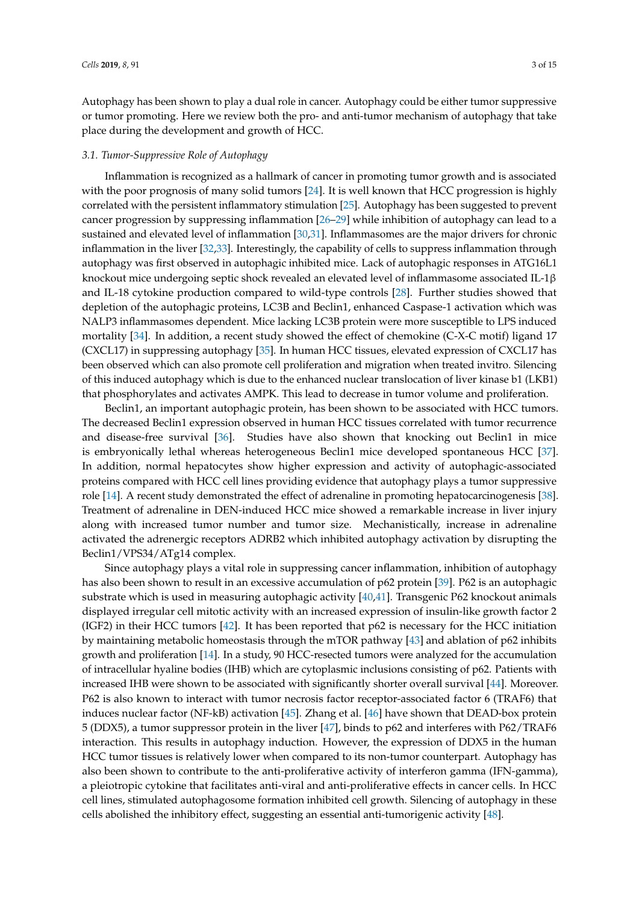Autophagy has been shown to play a dual role in cancer. Autophagy could be either tumor suppressive or tumor promoting. Here we review both the pro- and anti-tumor mechanism of autophagy that take place during the development and growth of HCC.

### *3.1. Tumor-Suppressive Role of Autophagy*

Inflammation is recognized as a hallmark of cancer in promoting tumor growth and is associated with the poor prognosis of many solid tumors [24]. It is well known that HCC progression is highly correlated with the persistent inflammatory stimulation [25]. Autophagy has been suggested to prevent cancer progression by suppressing inflammation [26–29] while inhibition of autophagy can lead to a sustained and elevated level of inflammation [30,31]. Inflammasomes are the major drivers for chronic inflammation in the liver [32,33]. Interestingly, the capability of cells to suppress inflammation through autophagy was first observed in autophagic inhibited mice. Lack of autophagic responses in ATG16L1 knockout mice undergoing septic shock revealed an elevated level of inflammasome associated IL-1β and IL-18 cytokine production compared to wild-type controls [28]. Further studies showed that depletion of the autophagic proteins, LC3B and Beclin1, enhanced Caspase-1 activation which was NALP3 inflammasomes dependent. Mice lacking LC3B protein were more susceptible to LPS induced mortality [34]. In addition, a recent study showed the effect of chemokine (C-X-C motif) ligand 17 (CXCL17) in suppressing autophagy [35]. In human HCC tissues, elevated expression of CXCL17 has been observed which can also promote cell proliferation and migration when treated invitro. Silencing of this induced autophagy which is due to the enhanced nuclear translocation of liver kinase b1 (LKB1) that phosphorylates and activates AMPK. This lead to decrease in tumor volume and proliferation.

Beclin1, an important autophagic protein, has been shown to be associated with HCC tumors. The decreased Beclin1 expression observed in human HCC tissues correlated with tumor recurrence and disease-free survival [36]. Studies have also shown that knocking out Beclin1 in mice is embryonically lethal whereas heterogeneous Beclin1 mice developed spontaneous HCC [37]. In addition, normal hepatocytes show higher expression and activity of autophagic-associated proteins compared with HCC cell lines providing evidence that autophagy plays a tumor suppressive role [14]. A recent study demonstrated the effect of adrenaline in promoting hepatocarcinogenesis [38]. Treatment of adrenaline in DEN-induced HCC mice showed a remarkable increase in liver injury along with increased tumor number and tumor size. Mechanistically, increase in adrenaline activated the adrenergic receptors ADRB2 which inhibited autophagy activation by disrupting the Beclin1/VPS34/ATg14 complex.

Since autophagy plays a vital role in suppressing cancer inflammation, inhibition of autophagy has also been shown to result in an excessive accumulation of p62 protein [39]. P62 is an autophagic substrate which is used in measuring autophagic activity [40,41]. Transgenic P62 knockout animals displayed irregular cell mitotic activity with an increased expression of insulin-like growth factor 2 (IGF2) in their HCC tumors [42]. It has been reported that p62 is necessary for the HCC initiation by maintaining metabolic homeostasis through the mTOR pathway [43] and ablation of p62 inhibits growth and proliferation [14]. In a study, 90 HCC-resected tumors were analyzed for the accumulation of intracellular hyaline bodies (IHB) which are cytoplasmic inclusions consisting of p62. Patients with increased IHB were shown to be associated with significantly shorter overall survival [44]. Moreover. P62 is also known to interact with tumor necrosis factor receptor-associated factor 6 (TRAF6) that induces nuclear factor (NF-kB) activation [45]. Zhang et al. [46] have shown that DEAD-box protein 5 (DDX5), a tumor suppressor protein in the liver [47], binds to p62 and interferes with P62/TRAF6 interaction. This results in autophagy induction. However, the expression of DDX5 in the human HCC tumor tissues is relatively lower when compared to its non-tumor counterpart. Autophagy has also been shown to contribute to the anti-proliferative activity of interferon gamma (IFN-gamma), a pleiotropic cytokine that facilitates anti-viral and anti-proliferative effects in cancer cells. In HCC cell lines, stimulated autophagosome formation inhibited cell growth. Silencing of autophagy in these cells abolished the inhibitory effect, suggesting an essential anti-tumorigenic activity [48].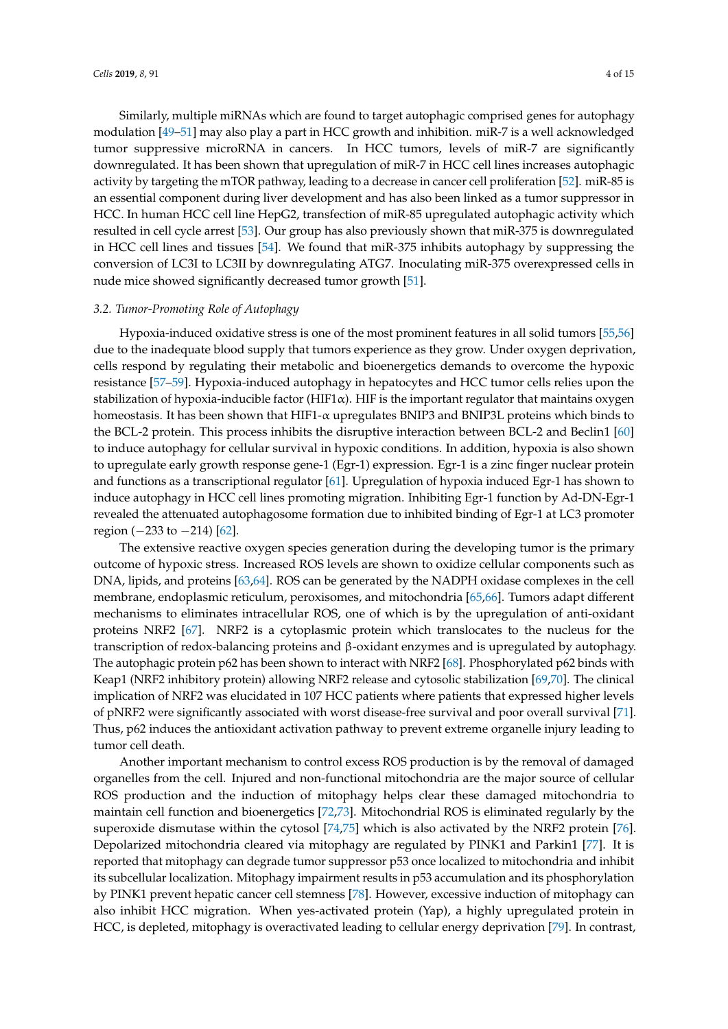Similarly, multiple miRNAs which are found to target autophagic comprised genes for autophagy modulation [49–51] may also play a part in HCC growth and inhibition. miR-7 is a well acknowledged tumor suppressive microRNA in cancers. In HCC tumors, levels of miR-7 are significantly downregulated. It has been shown that upregulation of miR-7 in HCC cell lines increases autophagic activity by targeting the mTOR pathway, leading to a decrease in cancer cell proliferation [52]. miR-85 is an essential component during liver development and has also been linked as a tumor suppressor in HCC. In human HCC cell line HepG2, transfection of miR-85 upregulated autophagic activity which resulted in cell cycle arrest [53]. Our group has also previously shown that miR-375 is downregulated in HCC cell lines and tissues [54]. We found that miR-375 inhibits autophagy by suppressing the conversion of LC3I to LC3II by downregulating ATG7. Inoculating miR-375 overexpressed cells in nude mice showed significantly decreased tumor growth [51].

### 3.2. Tumor-Promoting Role of Autophagy

Hypoxia-induced oxidative stress is one of the most prominent features in all solid tumors [55,56] due to the inadequate blood supply that tumors experience as they grow. Under oxygen deprivation, cells respond by regulating their metabolic and bioenergetics demands to overcome the hypoxic resistance [57–59]. Hypoxia-induced autophagy in hepatocytes and HCC tumor cells relies upon the stabilization of hypoxia-inducible factor (HIF1α). HIF is the important regulator that maintains oxygen homeostasis. It has been shown that HIF1-α upregulates BNIP3 and BNIP3L proteins which binds to the BCL-2 protein. This process inhibits the disruptive interaction between BCL-2 and Beclin1 [60] to induce autophagy for cellular survival in hypoxic conditions. In addition, hypoxia is also shown to upregulate early growth response gene-1 (Egr-1) expression. Egr-1 is a zinc finger nuclear protein and functions as a transcriptional regulator [61]. Upregulation of hypoxia induced Egr-1 has shown to induce autophagy in HCC cell lines promoting migration. Inhibiting Egr-1 function by Ad-DN-Egr-1 revealed the attenuated autophagosome formation due to inhibited binding of Egr-1 at LC3 promoter region (−233 to −214) [62].

The extensive reactive oxygen species generation during the developing tumor is the primary outcome of hypoxic stress. Increased ROS levels are shown to oxidize cellular components such as DNA, lipids, and proteins [63,64]. ROS can be generated by the NADPH oxidase complexes in the cell membrane, endoplasmic reticulum, peroxisomes, and mitochondria [65,66]. Tumors adapt different mechanisms to eliminates intracellular ROS, one of which is by the upregulation of anti-oxidant proteins NRF2 [67]. NRF2 is a cytoplasmic protein which translocates to the nucleus for the transcription of redox-balancing proteins and β-oxidant enzymes and is upregulated by autophagy. The autophagic protein p62 has been shown to interact with NRF2 [68]. Phosphorylated p62 binds with Keap1 (NRF2 inhibitory protein) allowing NRF2 release and cytosolic stabilization [69,70]. The clinical implication of NRF2 was elucidated in 107 HCC patients where patients that expressed higher levels of pNRF2 were significantly associated with worst disease-free survival and poor overall survival [71]. Thus, p62 induces the antioxidant activation pathway to prevent extreme organelle injury leading to tumor cell death.

Another important mechanism to control excess ROS production is by the removal of damaged organelles from the cell. Injured and non-functional mitochondria are the major source of cellular ROS production and the induction of mitophagy helps clear these damaged mitochondria to maintain cell function and bioenergetics [72,73]. Mitochondrial ROS is eliminated regularly by the superoxide dismutase within the cytosol [74,75] which is also activated by the NRF2 protein [76]. Depolarized mitochondria cleared via mitophagy are regulated by PINK1 and Parkin1 [77]. It is reported that mitophagy can degrade tumor suppressor p53 once localized to mitochondria and inhibit its subcellular localization. Mitophagy impairment results in p53 accumulation and its phosphorylation by PINK1 prevent hepatic cancer cell stemness [78]. However, excessive induction of mitophagy can also inhibit HCC migration. When yes-activated protein (Yap), a highly upregulated protein in HCC, is depleted, mitophagy is overactivated leading to cellular energy deprivation [79]. In contrast,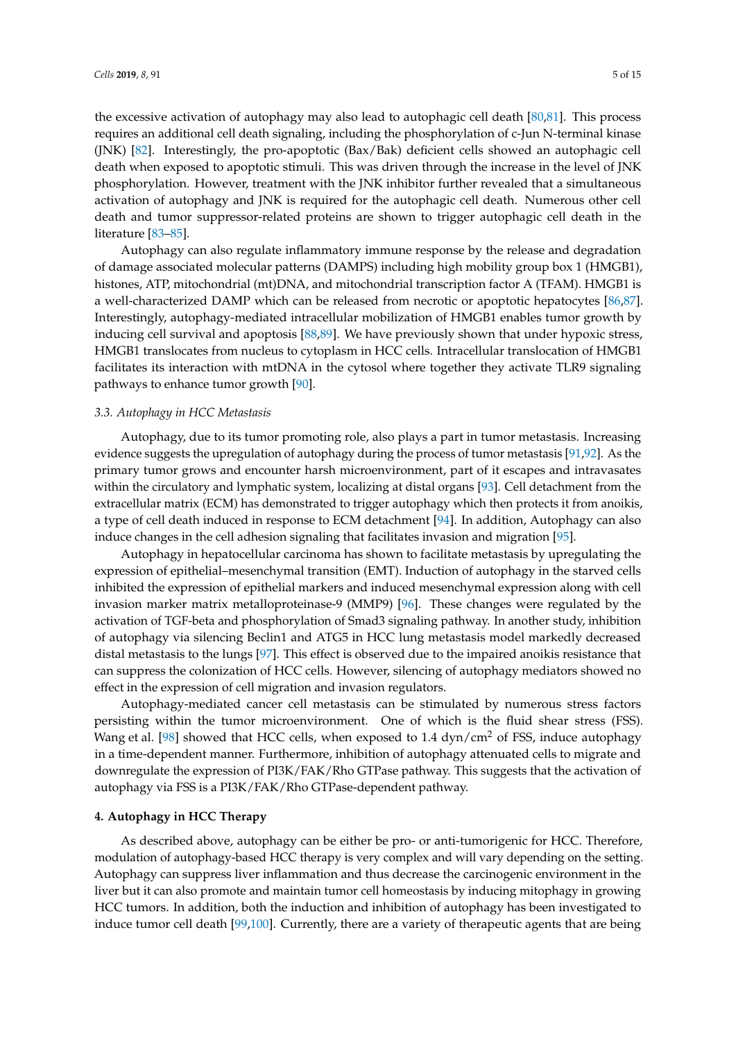the excessive activation of autophagy may also lead to autophagic cell death [80,81]. This process requires an additional cell death signaling, including the phosphorylation of c-Jun N-terminal kinase (JNK) [82]. Interestingly, the pro-apoptotic (Bax/Bak) deficient cells showed an autophagic cell death when exposed to apoptotic stimuli. This was driven through the increase in the level of JNK phosphorylation. However, treatment with the JNK inhibitor further revealed that a simultaneous activation of autophagy and JNK is required for the autophagic cell death. Numerous other cell death and tumor suppressor-related proteins are shown to trigger autophagic cell death in the literature [83–85].

Autophagy can also regulate inflammatory immune response by the release and degradation of damage associated molecular patterns (DAMPS) including high mobility group box 1 (HMGB1), histones, ATP, mitochondrial (mt)DNA, and mitochondrial transcription factor A (TFAM). HMGB1 is a well-characterized DAMP which can be released from necrotic or apoptotic hepatocytes [86,87]. Interestingly, autophagy-mediated intracellular mobilization of HMGB1 enables tumor growth by inducing cell survival and apoptosis [88,89]. We have previously shown that under hypoxic stress, HMGB1 translocates from nucleus to cytoplasm in HCC cells. Intracellular translocation of HMGB1 facilitates its interaction with mtDNA in the cytosol where together they activate TLR9 signaling pathways to enhance tumor growth [90].

### 3.3. Autophagy in HCC Metastasis

Autophagy, due to its tumor promoting role, also plays a part in tumor metastasis. Increasing evidence suggests the upregulation of autophagy during the process of tumor metastasis [91,92]. As the primary tumor grows and encounter harsh microenvironment, part of it escapes and intravasates within the circulatory and lymphatic system, localizing at distal organs [93]. Cell detachment from the extracellular matrix (ECM) has demonstrated to trigger autophagy which then protects it from anoikis, a type of cell death induced in response to ECM detachment [94]. In addition, Autophagy can also induce changes in the cell adhesion signaling that facilitates invasion and migration [95].

Autophagy in hepatocellular carcinoma has shown to facilitate metastasis by upregulating the expression of epithelial–mesenchymal transition (EMT). Induction of autophagy in the starved cells inhibited the expression of epithelial markers and induced mesenchymal expression along with cell invasion marker matrix metalloproteinase-9 (MMP9) [96]. These changes were regulated by the activation of TGF-beta and phosphorylation of Smad3 signaling pathway. In another study, inhibition of autophagy via silencing Beclin1 and ATG5 in HCC lung metastasis model markedly decreased distal metastasis to the lungs [97]. This effect is observed due to the impaired anoikis resistance that can suppress the colonization of HCC cells. However, silencing of autophagy mediators showed no effect in the expression of cell migration and invasion regulators.

Autophagy-mediated cancer cell metastasis can be stimulated by numerous stress factors persisting within the tumor microenvironment. One of which is the fluid shear stress (FSS). Wang et al. [98] showed that HCC cells, when exposed to 1.4 dyn/cm$^2$ of FSS, induce autophagy in a time-dependent manner. Furthermore, inhibition of autophagy attenuated cells to migrate and downregulate the expression of PI3K/FAK/Rho GTPase pathway. This suggests that the activation of autophagy via FSS is a PI3K/FAK/Rho GTPase-dependent pathway.

## 4. Autophagy in HCC Therapy

As described above, autophagy can be either be pro- or anti-tumorigenic for HCC. Therefore, modulation of autophagy-based HCC therapy is very complex and will vary depending on the setting. Autophagy can suppress liver inflammation and thus decrease the carcinogenic environment in the liver but it can also promote and maintain tumor cell homeostasis by inducing mitophagy in growing HCC tumors. In addition, both the induction and inhibition of autophagy has been investigated to induce tumor cell death [99,100]. Currently, there are a variety of therapeutic agents that are being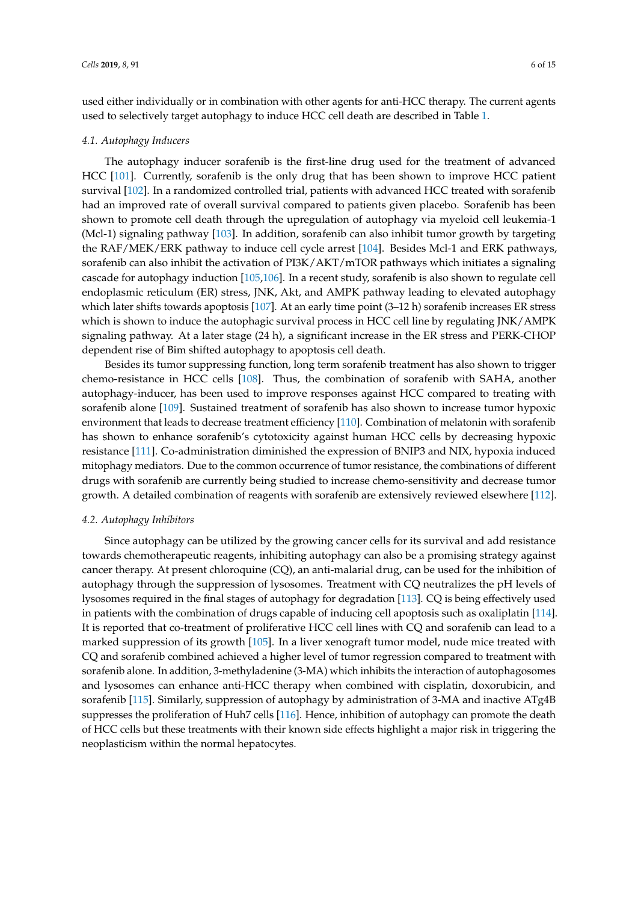used either individually or in combination with other agents for anti-HCC therapy. The current agents used to selectively target autophagy to induce HCC cell death are described in Table 1.

### 4.1. Autophagy Inducers

The autophagy inducer sorafenib is the first-line drug used for the treatment of advanced HCC [101]. Currently, sorafenib is the only drug that has been shown to improve HCC patient survival [102]. In a randomized controlled trial, patients with advanced HCC treated with sorafenib had an improved rate of overall survival compared to patients given placebo. Sorafenib has been shown to promote cell death through the upregulation of autophagy via myeloid cell leukemia-1 (Mcl-1) signaling pathway [103]. In addition, sorafenib can also inhibit tumor growth by targeting the RAF/MEK/ERK pathway to induce cell cycle arrest [104]. Besides Mcl-1 and ERK pathways, sorafenib can also inhibit the activation of PI3K/AKT/mTOR pathways which initiates a signaling cascade for autophagy induction [105,106]. In a recent study, sorafenib is also shown to regulate cell endoplasmic reticulum (ER) stress, JNK, Akt, and AMPK pathway leading to elevated autophagy which later shifts towards apoptosis [107]. At an early time point (3–12 h) sorafenib increases ER stress which is shown to induce the autophagic survival process in HCC cell line by regulating JNK/AMPK signaling pathway. At a later stage (24 h), a significant increase in the ER stress and PERK-CHOP dependent rise of Bim shifted autophagy to apoptosis cell death.

Besides its tumor suppressing function, long term sorafenib treatment has also shown to trigger chemo-resistance in HCC cells [108]. Thus, the combination of sorafenib with SAHA, another autophagy-inducer, has been used to improve responses against HCC compared to treating with sorafenib alone [109]. Sustained treatment of sorafenib has also shown to increase tumor hypoxic environment that leads to decrease treatment efficiency [110]. Combination of melatonin with sorafenib has shown to enhance sorafenib's cytotoxicity against human HCC cells by decreasing hypoxic resistance [111]. Co-administration diminished the expression of BNIP3 and NIX, hypoxia induced mitophagy mediators. Due to the common occurrence of tumor resistance, the combinations of different drugs with sorafenib are currently being studied to increase chemo-sensitivity and decrease tumor growth. A detailed combination of reagents with sorafenib are extensively reviewed elsewhere [112].

### 4.2. Autophagy Inhibitors

Since autophagy can be utilized by the growing cancer cells for its survival and add resistance towards chemotherapeutic reagents, inhibiting autophagy can also be a promising strategy against cancer therapy. At present chloroquine (CQ), an anti-malarial drug, can be used for the inhibition of autophagy through the suppression of lysosomes. Treatment with CQ neutralizes the pH levels of lysosomes required in the final stages of autophagy for degradation [113]. CQ is being effectively used in patients with the combination of drugs capable of inducing cell apoptosis such as oxaliplatin [114]. It is reported that co-treatment of proliferative HCC cell lines with CQ and sorafenib can lead to a marked suppression of its growth [105]. In a liver xenograft tumor model, nude mice treated with CQ and sorafenib combined achieved a higher level of tumor regression compared to treatment with sorafenib alone. In addition, 3-methyladenine (3-MA) which inhibits the interaction of autophagosomes and lysosomes can enhance anti-HCC therapy when combined with cisplatin, doxorubicin, and sorafenib [115]. Similarly, suppression of autophagy by administration of 3-MA and inactive ATg4B suppresses the proliferation of Huh7 cells [116]. Hence, inhibition of autophagy can promote the death of HCC cells but these treatments with their known side effects highlight a major risk in triggering the neoplasticism within the normal hepatocytes.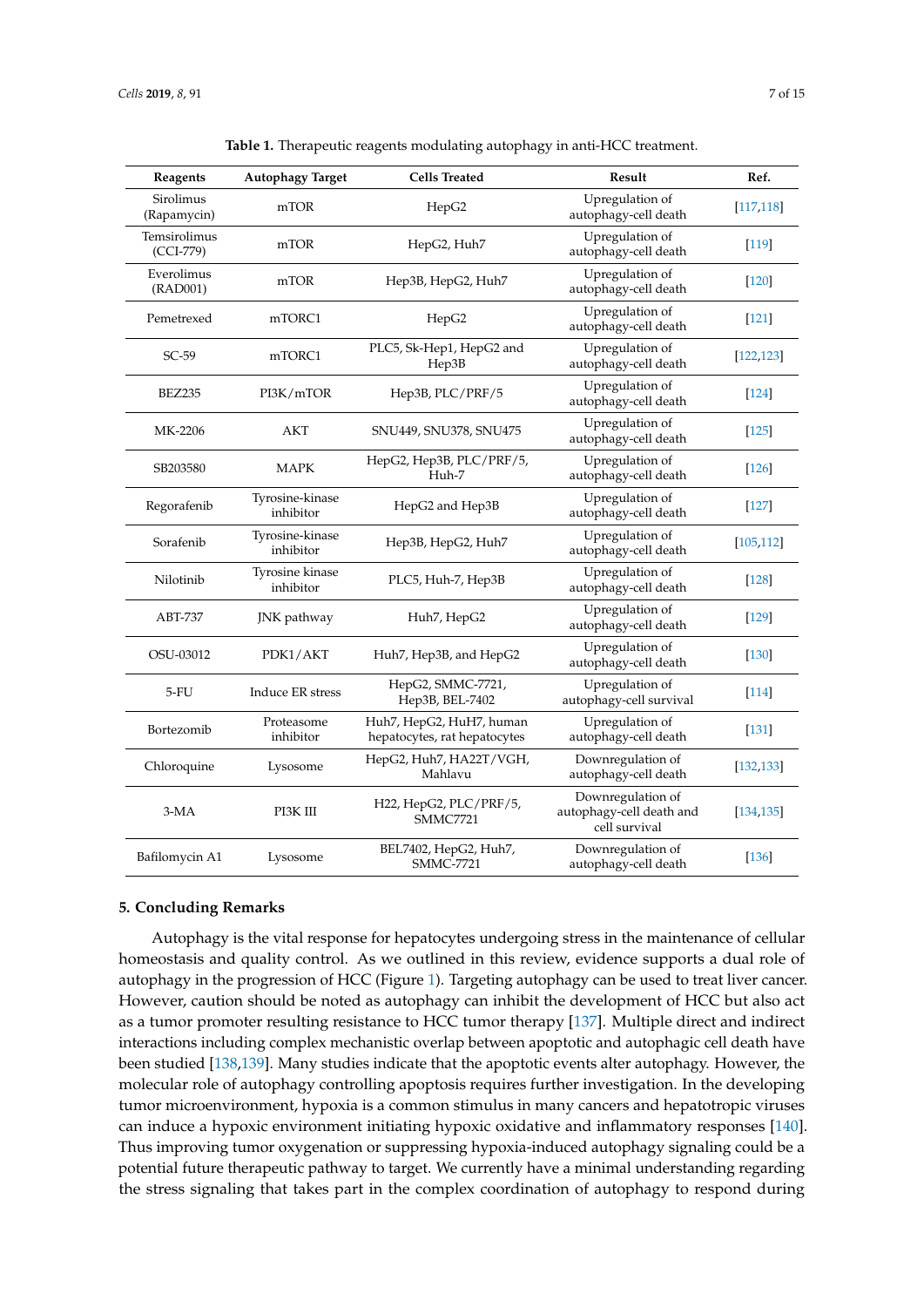**Table 1.** Therapeutic reagents modulating autophagy in anti-HCC treatment.

| Reagents | Autophagy Target | Cells Treated | Result | Ref. |
| --- | --- | --- | --- | --- |
| Sirolimus (Rapamycin) | mTOR | HepG2 | Upregulation of autophagy-cell death | [117,118] |
| Temsirolimus (CCI-779) | mTOR | HepG2, Huh7 | Upregulation of autophagy-cell death | [119] |
| Everolimus (RAD001) | mTOR | Hep3B, HepG2, Huh7 | Upregulation of autophagy-cell death | [120] |
| Pemetrexed | mTORC1 | HepG2 | Upregulation of autophagy-cell death | [121] |
| SC-59 | mTORC1 | PLC5, Sk-Hep1, HepG2 and Hep3B | Upregulation of autophagy-cell death | [122,123] |
| BEZ235 | PI3K/mTOR | Hep3B, PLC/PRF/5 | Upregulation of autophagy-cell death | [124] |
| MK-2206 | AKT | SNU449, SNU378, SNU475 | Upregulation of autophagy-cell death | [125] |
| SB203580 | MAPK | HepG2, Hep3B, PLC/PRF/5, Huh-7 | Upregulation of autophagy-cell death | [126] |
| Regorafenib | Tyrosine-kinase inhibitor | HepG2 and Hep3B | Upregulation of autophagy-cell death | [127] |
| Sorafenib | Tyrosine-kinase inhibitor | Hep3B, HepG2, Huh7 | Upregulation of autophagy-cell death | [105,112] |
| Nilotinib | Tyrosine kinase inhibitor | PLC5, Huh-7, Hep3B | Upregulation of autophagy-cell death | [128] |
| ABT-737 | JNK pathway | Huh7, HepG2 | Upregulation of autophagy-cell death | [129] |
| OSU-03012 | PDK1/AKT | Huh7, Hep3B, and HepG2 | Upregulation of autophagy-cell death | [130] |
| 5-FU | Induce ER stress | HepG2, SMMC-7721, Hep3B, BEL-7402 | Upregulation of autophagy-cell survival | [114] |
| Bortezomib | Proteasome inhibitor | Huh7, HepG2, HuH7, human hepatocytes, rat hepatocytes | Upregulation of autophagy-cell death | [131] |
| Chloroquine | Lysosome | HepG2, Huh7, HA22T/VGH, Mahlavu | Downregulation of autophagy-cell death | [132,133] |
| 3-MA | PI3K III | H22, HepG2, PLC/PRF/5, SMMC7721 | Downregulation of autophagy-cell death and cell survival | [134,135] |
| Bafilomycin A1 | Lysosome | BEL7402, HepG2, Huh7, SMMC-7721 | Downregulation of autophagy-cell death | [136] |

## 5. Concluding Remarks

Autophagy is the vital response for hepatocytes undergoing stress in the maintenance of cellular homeostasis and quality control. As we outlined in this review, evidence supports a dual role of autophagy in the progression of HCC (Figure 1). Targeting autophagy can be used to treat liver cancer. However, caution should be noted as autophagy can inhibit the development of HCC but also act as a tumor promoter resulting resistance to HCC tumor therapy [137]. Multiple direct and indirect interactions including complex mechanistic overlap between apoptotic and autophagic cell death have been studied [138,139]. Many studies indicate that the apoptotic events alter autophagy. However, the molecular role of autophagy controlling apoptosis requires further investigation. In the developing tumor microenvironment, hypoxia is a common stimulus in many cancers and hepatotropic viruses can induce a hypoxic environment initiating hypoxic oxidative and inflammatory responses [140]. Thus improving tumor oxygenation or suppressing hypoxia-induced autophagy signaling could be a potential future therapeutic pathway to target. We currently have a minimal understanding regarding the stress signaling that takes part in the complex coordination of autophagy to respond during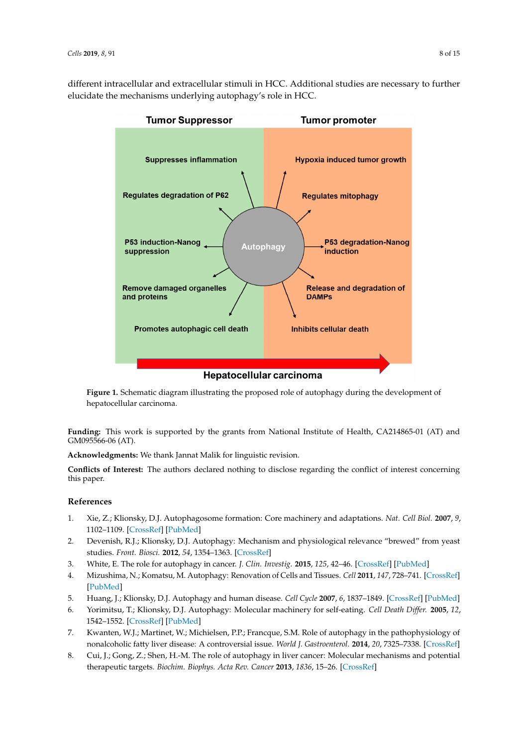different intracellular and extracellular stimuli in HCC. Additional studies are necessary to further elucidate the mechanisms underlying autophagy's role in HCC.

**Figure 1.** Schematic diagram illustrating the proposed role of autophagy during the development of hepatocellular carcinoma.

**Funding:** This work is supported by the grants from National Institute of Health, CA214865-01 (AT) and GM095566-06 (AT).

**Acknowledgments:** We thank Jannat Malik for linguistic revision.

**Conflicts of Interest:** The authors declared nothing to disclose regarding the conflict of interest concerning this paper.

## References

1. Xie, Z.; Klionsky, D.J. Autophagosome formation: Core machinery and adaptations. *Nat. Cell Biol.* **2007**, *9*, 1102–1109. [CrossRef] [PubMed]
2. Devenish, R.J.; Klionsky, D.J. Autophagy: Mechanism and physiological relevance "brewed" from yeast studies. *Front. Biosci.* **2012**, *54*, 1354–1363. [CrossRef]
3. White, E. The role for autophagy in cancer. *J. Clin. Investig.* **2015**, *125*, 42–46. [CrossRef] [PubMed]
4. Mizushima, N.; Komatsu, M. Autophagy: Renovation of Cells and Tissues. *Cell* **2011**, *147*, 728–741. [CrossRef] [PubMed]
5. Huang, J.; Klionsky, D.J. Autophagy and human disease. *Cell Cycle* **2007**, *6*, 1837–1849. [CrossRef] [PubMed]
6. Yorimitsu, T.; Klionsky, D.J. Autophagy: Molecular machinery for self-eating. *Cell Death Differ.* **2005**, *12*, 1542–1552. [CrossRef] [PubMed]
7. Kwanten, W.J.; Martinet, W.; Michielsen, P.P.; Francque, S.M. Role of autophagy in the pathophysiology of nonalcoholic fatty liver disease: A controversial issue. *World J. Gastroenterol.* **2014**, *20*, 7325–7338. [CrossRef]
8. Cui, J.; Gong, Z.; Shen, H.-M. The role of autophagy in liver cancer: Molecular mechanisms and potential therapeutic targets. *Biochim. Biophys. Acta Rev. Cancer* **2013**, *1836*, 15–26. [CrossRef]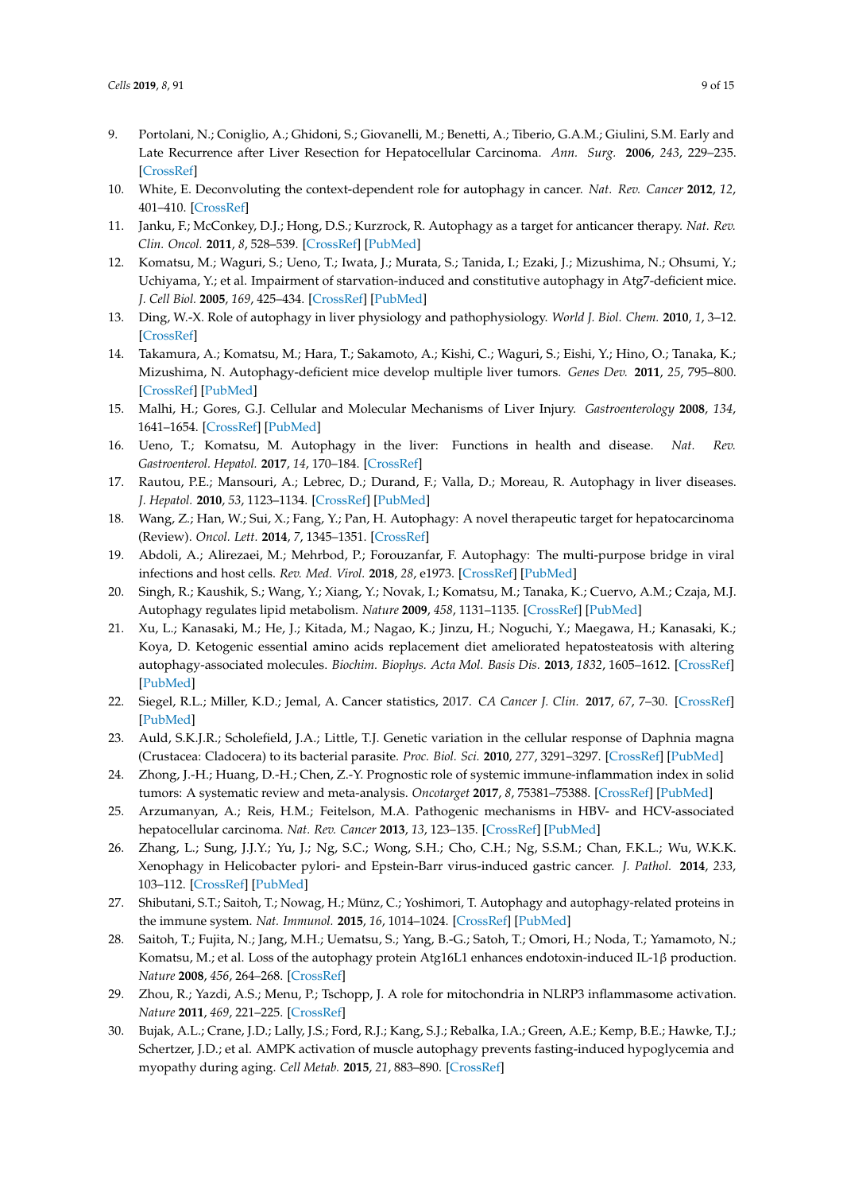9. Portolani, N.; Coniglio, A.; Ghidoni, S.; Giovanelli, M.; Benetti, A.; Tiberio, G.A.M.; Giulini, S.M. Early and Late Recurrence after Liver Resection for Hepatocellular Carcinoma. *Ann. Surg.* **2006**, *243*, 229–235. [CrossRef]
10. White, E. Deconvoluting the context-dependent role for autophagy in cancer. *Nat. Rev. Cancer* **2012**, *12*, 401–410. [CrossRef]
11. Janku, F.; McConkey, D.J.; Hong, D.S.; Kurzrock, R. Autophagy as a target for anticancer therapy. *Nat. Rev. Clin. Oncol.* **2011**, *8*, 528–539. [CrossRef] [PubMed]
12. Komatsu, M.; Waguri, S.; Ueno, T.; Iwata, J.; Murata, S.; Tanida, I.; Ezaki, J.; Mizushima, N.; Ohsumi, Y.; Uchiyama, Y.; et al. Impairment of starvation-induced and constitutive autophagy in Atg7-deficient mice. *J. Cell Biol.* **2005**, *169*, 425–434. [CrossRef] [PubMed]
13. Ding, W.-X. Role of autophagy in liver physiology and pathophysiology. *World J. Biol. Chem.* **2010**, *1*, 3–12. [CrossRef]
14. Takamura, A.; Komatsu, M.; Hara, T.; Sakamoto, A.; Kishi, C.; Waguri, S.; Eishi, Y.; Hino, O.; Tanaka, K.; Mizushima, N. Autophagy-deficient mice develop multiple liver tumors. *Genes Dev.* **2011**, *25*, 795–800. [CrossRef] [PubMed]
15. Malhi, H.; Gores, G.J. Cellular and Molecular Mechanisms of Liver Injury. *Gastroenterology* **2008**, *134*, 1641–1654. [CrossRef] [PubMed]
16. Ueno, T.; Komatsu, M. Autophagy in the liver: Functions in health and disease. *Nat. Rev. Gastroenterol. Hepatol.* **2017**, *14*, 170–184. [CrossRef]
17. Rautou, P.E.; Mansouri, A.; Lebrec, D.; Durand, F.; Valla, D.; Moreau, R. Autophagy in liver diseases. *J. Hepatol.* **2010**, *53*, 1123–1134. [CrossRef] [PubMed]
18. Wang, Z.; Han, W.; Sui, X.; Fang, Y.; Pan, H. Autophagy: A novel therapeutic target for hepatocarcinoma (Review). *Oncol. Lett.* **2014**, *7*, 1345–1351. [CrossRef]
19. Abdoli, A.; Alirezaei, M.; Mehrbod, P.; Forouzanfar, F. Autophagy: The multi-purpose bridge in viral infections and host cells. *Rev. Med. Virol.* **2018**, *28*, e1973. [CrossRef] [PubMed]
20. Singh, R.; Kaushik, S.; Wang, Y.; Xiang, Y.; Novak, I.; Komatsu, M.; Tanaka, K.; Cuervo, A.M.; Czaja, M.J. Autophagy regulates lipid metabolism. *Nature* **2009**, *458*, 1131–1135. [CrossRef] [PubMed]
21. Xu, L.; Kanasaki, M.; He, J.; Kitada, M.; Nagao, K.; Jinzu, H.; Noguchi, Y.; Maegawa, H.; Kanasaki, K.; Koya, D. Ketogenic essential amino acids replacement diet ameliorated hepatosteatosis with altering autophagy-associated molecules. *Biochim. Biophys. Acta Mol. Basis Dis.* **2013**, *1832*, 1605–1612. [CrossRef] [PubMed]
22. Siegel, R.L.; Miller, K.D.; Jemal, A. Cancer statistics, 2017. *CA Cancer J. Clin.* **2017**, *67*, 7–30. [CrossRef] [PubMed]
23. Auld, S.K.J.R.; Scholefield, J.A.; Little, T.J. Genetic variation in the cellular response of Daphnia magna (Crustacea: Cladocera) to its bacterial parasite. *Proc. Biol. Sci.* **2010**, *277*, 3291–3297. [CrossRef] [PubMed]
24. Zhong, J.-H.; Huang, D.-H.; Chen, Z.-Y. Prognostic role of systemic immune-inflammation index in solid tumors: A systematic review and meta-analysis. *Oncotarget* **2017**, *8*, 75381–75388. [CrossRef] [PubMed]
25. Arzumanyan, A.; Reis, H.M.; Feitelson, M.A. Pathogenic mechanisms in HBV- and HCV-associated hepatocellular carcinoma. *Nat. Rev. Cancer* **2013**, *13*, 123–135. [CrossRef] [PubMed]
26. Zhang, L.; Sung, J.J.Y.; Yu, J.; Ng, S.C.; Wong, S.H.; Cho, C.H.; Ng, S.S.M.; Chan, F.K.L.; Wu, W.K.K. Xenophagy in Helicobacter pylori- and Epstein-Barr virus-induced gastric cancer. *J. Pathol.* **2014**, *233*, 103–112. [CrossRef] [PubMed]
27. Shibutani, S.T.; Saitoh, T.; Nowag, H.; Münz, C.; Yoshimori, T. Autophagy and autophagy-related proteins in the immune system. *Nat. Immunol.* **2015**, *16*, 1014–1024. [CrossRef] [PubMed]
28. Saitoh, T.; Fujita, N.; Jang, M.H.; Uematsu, S.; Yang, B.-G.; Satoh, T.; Omori, H.; Noda, T.; Yamamoto, N.; Komatsu, M.; et al. Loss of the autophagy protein Atg16L1 enhances endotoxin-induced IL-1β production. *Nature* **2008**, *456*, 264–268. [CrossRef]
29. Zhou, R.; Yazdi, A.S.; Menu, P.; Tschopp, J. A role for mitochondria in NLRP3 inflammasome activation. *Nature* **2011**, *469*, 221–225. [CrossRef]
30. Bujak, A.L.; Crane, J.D.; Lally, J.S.; Ford, R.J.; Kang, S.J.; Rebalka, I.A.; Green, A.E.; Kemp, B.E.; Hawke, T.J.; Schertzer, J.D.; et al. AMPK activation of muscle autophagy prevents fasting-induced hypoglycemia and myopathy during aging. *Cell Metab.* **2015**, *21*, 883–890. [CrossRef]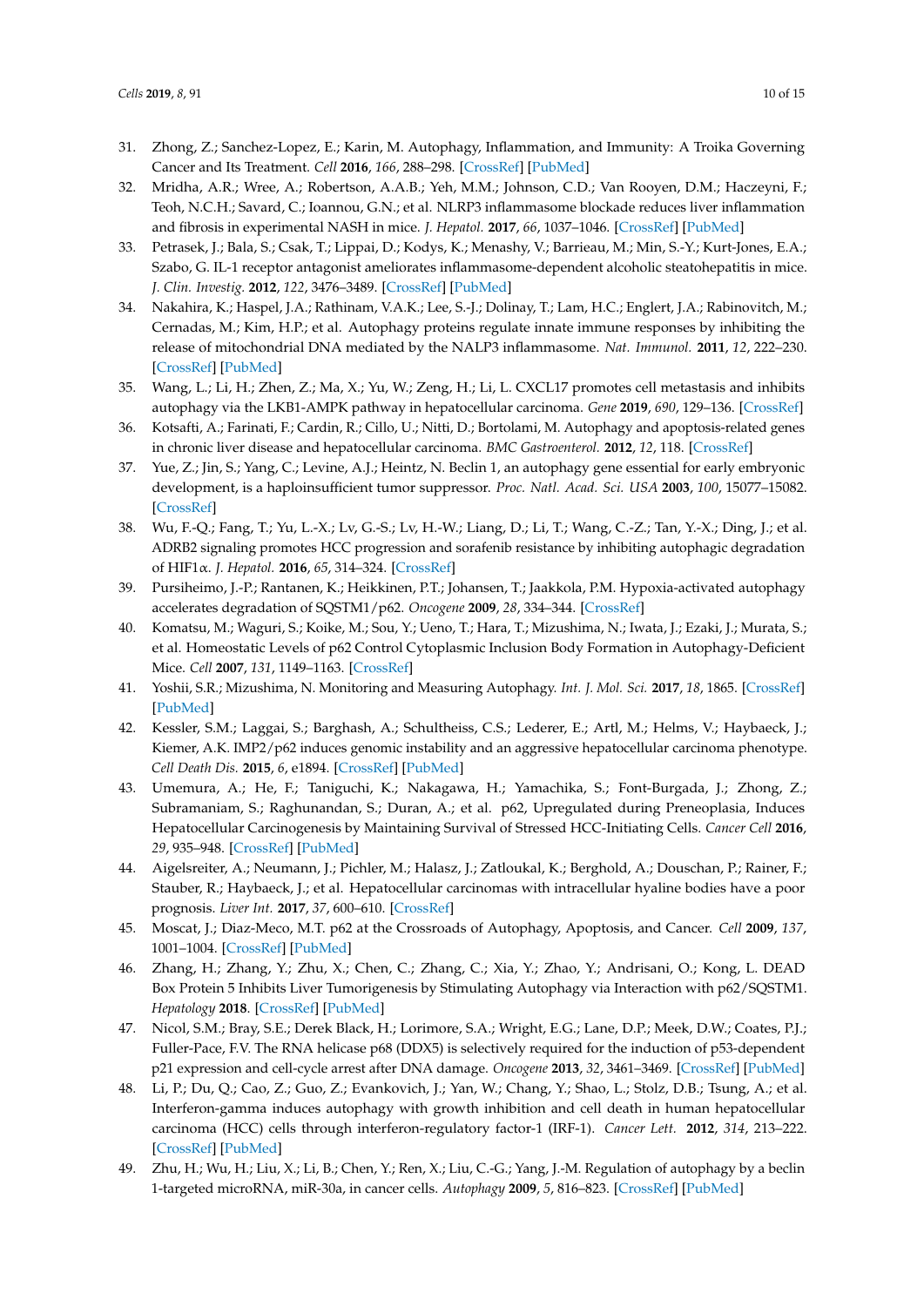31. Zhong, Z.; Sanchez-Lopez, E.; Karin, M. Autophagy, Inflammation, and Immunity: A Troika Governing Cancer and Its Treatment. *Cell* **2016**, *166*, 288–298. [CrossRef] [PubMed]
32. Mridha, A.R.; Wree, A.; Robertson, A.A.B.; Yeh, M.M.; Johnson, C.D.; Van Rooyen, D.M.; Haczeyni, F.; Teoh, N.C.H.; Savard, C.; Ioannou, G.N.; et al. NLRP3 inflammasome blockade reduces liver inflammation and fibrosis in experimental NASH in mice. *J. Hepatol.* **2017**, *66*, 1037–1046. [CrossRef] [PubMed]
33. Petrasek, J.; Bala, S.; Csak, T.; Lippai, D.; Kodys, K.; Menashy, V.; Barrieau, M.; Min, S.-Y.; Kurt-Jones, E.A.; Szabo, G. IL-1 receptor antagonist ameliorates inflammasome-dependent alcoholic steatohepatitis in mice. *J. Clin. Investig.* **2012**, *122*, 3476–3489. [CrossRef] [PubMed]
34. Nakahira, K.; Haspel, J.A.; Rathinam, V.A.K.; Lee, S.-J.; Dolinay, T.; Lam, H.C.; Englert, J.A.; Rabinovitch, M.; Cernadas, M.; Kim, H.P.; et al. Autophagy proteins regulate innate immune responses by inhibiting the release of mitochondrial DNA mediated by the NALP3 inflammasome. *Nat. Immunol.* **2011**, *12*, 222–230. [CrossRef] [PubMed]
35. Wang, L.; Li, H.; Zhen, Z.; Ma, X.; Yu, W.; Zeng, H.; Li, L. CXCL17 promotes cell metastasis and inhibits autophagy via the LKB1-AMPK pathway in hepatocellular carcinoma. *Gene* **2019**, *690*, 129–136. [CrossRef]
36. Kotsafti, A.; Farinati, F.; Cardin, R.; Cillo, U.; Nitti, D.; Bortolami, M. Autophagy and apoptosis-related genes in chronic liver disease and hepatocellular carcinoma. *BMC Gastroenterol.* **2012**, *12*, 118. [CrossRef]
37. Yue, Z.; Jin, S.; Yang, C.; Levine, A.J.; Heintz, N. Beclin 1, an autophagy gene essential for early embryonic development, is a haploinsufficient tumor suppressor. *Proc. Natl. Acad. Sci. USA* **2003**, *100*, 15077–15082. [CrossRef]
38. Wu, F.-Q.; Fang, T.; Yu, L.-X.; Lv, G.-S.; Lv, H.-W.; Liang, D.; Li, T.; Wang, C.-Z.; Tan, Y.-X.; Ding, J.; et al. ADRB2 signaling promotes HCC progression and sorafenib resistance by inhibiting autophagic degradation of HIF1α. *J. Hepatol.* **2016**, *65*, 314–324. [CrossRef]
39. Pursiheimo, J.-P.; Rantanen, K.; Heikkinen, P.T.; Johansen, T.; Jaakkola, P.M. Hypoxia-activated autophagy accelerates degradation of SQSTM1/p62. *Oncogene* **2009**, *28*, 334–344. [CrossRef]
40. Komatsu, M.; Waguri, S.; Koike, M.; Sou, Y.; Ueno, T.; Hara, T.; Mizushima, N.; Iwata, J.; Ezaki, J.; Murata, S.; et al. Homeostatic Levels of p62 Control Cytoplasmic Inclusion Body Formation in Autophagy-Deficient Mice. *Cell* **2007**, *131*, 1149–1163. [CrossRef]
41. Yoshii, S.R.; Mizushima, N. Monitoring and Measuring Autophagy. *Int. J. Mol. Sci.* **2017**, *18*, 1865. [CrossRef] [PubMed]
42. Kessler, S.M.; Laggai, S.; Barghash, A.; Schultheiss, C.S.; Lederer, E.; Artl, M.; Helms, V.; Haybaeck, J.; Kiemer, A.K. IMP2/p62 induces genomic instability and an aggressive hepatocellular carcinoma phenotype. *Cell Death Dis.* **2015**, *6*, e1894. [CrossRef] [PubMed]
43. Umemura, A.; He, F.; Taniguchi, K.; Nakagawa, H.; Yamachika, S.; Font-Burgada, J.; Zhong, Z.; Subramaniam, S.; Raghunandan, S.; Duran, A.; et al. p62, Upregulated during Preneoplasia, Induces Hepatocellular Carcinogenesis by Maintaining Survival of Stressed HCC-Initiating Cells. *Cancer Cell* **2016**, *29*, 935–948. [CrossRef] [PubMed]
44. Aigelsreiter, A.; Neumann, J.; Pichler, M.; Halasz, J.; Zatloukal, K.; Berghold, A.; Douschan, P.; Rainer, F.; Stauber, R.; Haybaeck, J.; et al. Hepatocellular carcinomas with intracellular hyaline bodies have a poor prognosis. *Liver Int.* **2017**, *37*, 600–610. [CrossRef]
45. Moscat, J.; Diaz-Meco, M.T. p62 at the Crossroads of Autophagy, Apoptosis, and Cancer. *Cell* **2009**, *137*, 1001–1004. [CrossRef] [PubMed]
46. Zhang, H.; Zhang, Y.; Zhu, X.; Chen, C.; Zhang, C.; Xia, Y.; Zhao, Y.; Andrisani, O.; Kong, L. DEAD Box Protein 5 Inhibits Liver Tumorigenesis by Stimulating Autophagy via Interaction with p62/SQSTM1. *Hepatology* **2018**. [CrossRef] [PubMed]
47. Nicol, S.M.; Bray, S.E.; Derek Black, H.; Lorimore, S.A.; Wright, E.G.; Lane, D.P.; Meek, D.W.; Coates, P.J.; Fuller-Pace, F.V. The RNA helicase p68 (DDX5) is selectively required for the induction of p53-dependent p21 expression and cell-cycle arrest after DNA damage. *Oncogene* **2013**, *32*, 3461–3469. [CrossRef] [PubMed]
48. Li, P.; Du, Q.; Cao, Z.; Guo, Z.; Evankovich, J.; Yan, W.; Chang, Y.; Shao, L.; Stolz, D.B.; Tsung, A.; et al. Interferon-gamma induces autophagy with growth inhibition and cell death in human hepatocellular carcinoma (HCC) cells through interferon-regulatory factor-1 (IRF-1). *Cancer Lett.* **2012**, *314*, 213–222. [CrossRef] [PubMed]
49. Zhu, H.; Wu, H.; Liu, X.; Li, B.; Chen, Y.; Ren, X.; Liu, C.-G.; Yang, J.-M. Regulation of autophagy by a beclin 1-targeted microRNA, miR-30a, in cancer cells. *Autophagy* **2009**, *5*, 816–823. [CrossRef] [PubMed]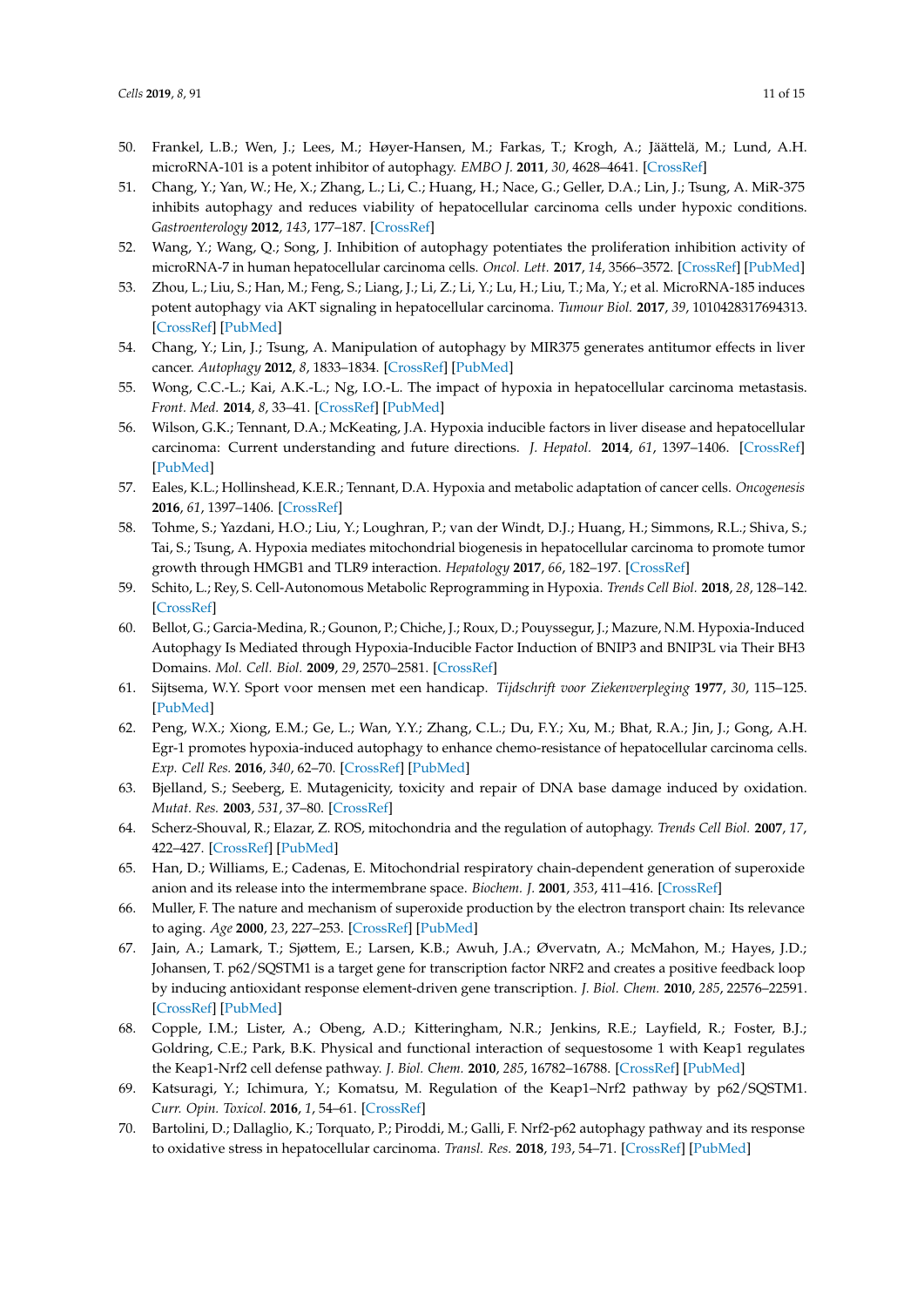50. Frankel, L.B.; Wen, J.; Lees, M.; Høyer-Hansen, M.; Farkas, T.; Krogh, A.; Jäättelä, M.; Lund, A.H. microRNA-101 is a potent inhibitor of autophagy. *EMBO J.* **2011**, *30*, 4628–4641. [CrossRef]
51. Chang, Y.; Yan, W.; He, X.; Zhang, L.; Li, C.; Huang, H.; Nace, G.; Geller, D.A.; Lin, J.; Tsung, A. MiR-375 inhibits autophagy and reduces viability of hepatocellular carcinoma cells under hypoxic conditions. *Gastroenterology* **2012**, *143*, 177–187. [CrossRef]
52. Wang, Y.; Wang, Q.; Song, J. Inhibition of autophagy potentiates the proliferation inhibition activity of microRNA-7 in human hepatocellular carcinoma cells. *Oncol. Lett.* **2017**, *14*, 3566–3572. [CrossRef] [PubMed]
53. Zhou, L.; Liu, S.; Han, M.; Feng, S.; Liang, J.; Li, Z.; Li, Y.; Lu, H.; Liu, T.; Ma, Y.; et al. MicroRNA-185 induces potent autophagy via AKT signaling in hepatocellular carcinoma. *Tumour Biol.* **2017**, *39*, 1010428317694313. [CrossRef] [PubMed]
54. Chang, Y.; Lin, J.; Tsung, A. Manipulation of autophagy by MIR375 generates antitumor effects in liver cancer. *Autophagy* **2012**, *8*, 1833–1834. [CrossRef] [PubMed]
55. Wong, C.C.-L.; Kai, A.K.-L.; Ng, I.O.-L. The impact of hypoxia in hepatocellular carcinoma metastasis. *Front. Med.* **2014**, *8*, 33–41. [CrossRef] [PubMed]
56. Wilson, G.K.; Tennant, D.A.; McKeating, J.A. Hypoxia inducible factors in liver disease and hepatocellular carcinoma: Current understanding and future directions. *J. Hepatol.* **2014**, *61*, 1397–1406. [CrossRef] [PubMed]
57. Eales, K.L.; Hollinshead, K.E.R.; Tennant, D.A. Hypoxia and metabolic adaptation of cancer cells. *Oncogenesis* **2016**, *61*, 1397–1406. [CrossRef]
58. Tohme, S.; Yazdani, H.O.; Liu, Y.; Loughran, P.; van der Windt, D.J.; Huang, H.; Simmons, R.L.; Shiva, S.; Tai, S.; Tsung, A. Hypoxia mediates mitochondrial biogenesis in hepatocellular carcinoma to promote tumor growth through HMGB1 and TLR9 interaction. *Hepatology* **2017**, *66*, 182–197. [CrossRef]
59. Schito, L.; Rey, S. Cell-Autonomous Metabolic Reprogramming in Hypoxia. *Trends Cell Biol.* **2018**, *28*, 128–142. [CrossRef]
60. Bellot, G.; Garcia-Medina, R.; Gounon, P.; Chiche, J.; Roux, D.; Pouyssegur, J.; Mazure, N.M. Hypoxia-Induced Autophagy Is Mediated through Hypoxia-Inducible Factor Induction of BNIP3 and BNIP3L via Their BH3 Domains. *Mol. Cell. Biol.* **2009**, *29*, 2570–2581. [CrossRef]
61. Sijtsema, W.Y. Sport voor mensen met een handicap. *Tijdschrift voor Ziekenverpleging* **1977**, *30*, 115–125. [PubMed]
62. Peng, W.X.; Xiong, E.M.; Ge, L.; Wan, Y.Y.; Zhang, C.L.; Du, F.Y.; Xu, M.; Bhat, R.A.; Jin, J.; Gong, A.H. Egr-1 promotes hypoxia-induced autophagy to enhance chemo-resistance of hepatocellular carcinoma cells. *Exp. Cell Res.* **2016**, *340*, 62–70. [CrossRef] [PubMed]
63. Bjelland, S.; Seeberg, E. Mutagenicity, toxicity and repair of DNA base damage induced by oxidation. *Mutat. Res.* **2003**, *531*, 37–80. [CrossRef]
64. Scherz-Shouval, R.; Elazar, Z. ROS, mitochondria and the regulation of autophagy. *Trends Cell Biol.* **2007**, *17*, 422–427. [CrossRef] [PubMed]
65. Han, D.; Williams, E.; Cadenas, E. Mitochondrial respiratory chain-dependent generation of superoxide anion and its release into the intermembrane space. *Biochem. J.* **2001**, *353*, 411–416. [CrossRef]
66. Muller, F. The nature and mechanism of superoxide production by the electron transport chain: Its relevance to aging. *Age* **2000**, *23*, 227–253. [CrossRef] [PubMed]
67. Jain, A.; Lamark, T.; Sjøttem, E.; Larsen, K.B.; Awuh, J.A.; Øvervatn, A.; McMahon, M.; Hayes, J.D.; Johansen, T. p62/SQSTM1 is a target gene for transcription factor NRF2 and creates a positive feedback loop by inducing antioxidant response element-driven gene transcription. *J. Biol. Chem.* **2010**, *285*, 22576–22591. [CrossRef] [PubMed]
68. Copple, I.M.; Lister, A.; Obeng, A.D.; Kitteringham, N.R.; Jenkins, R.E.; Layfield, R.; Foster, B.J.; Goldring, C.E.; Park, B.K. Physical and functional interaction of sequestosome 1 with Keap1 regulates the Keap1-Nrf2 cell defense pathway. *J. Biol. Chem.* **2010**, *285*, 16782–16788. [CrossRef] [PubMed]
69. Katsuragi, Y.; Ichimura, Y.; Komatsu, M. Regulation of the Keap1–Nrf2 pathway by p62/SQSTM1. *Curr. Opin. Toxicol.* **2016**, *1*, 54–61. [CrossRef]
70. Bartolini, D.; Dallaglio, K.; Torquato, P.; Piroddi, M.; Galli, F. Nrf2-p62 autophagy pathway and its response to oxidative stress in hepatocellular carcinoma. *Transl. Res.* **2018**, *193*, 54–71. [CrossRef] [PubMed]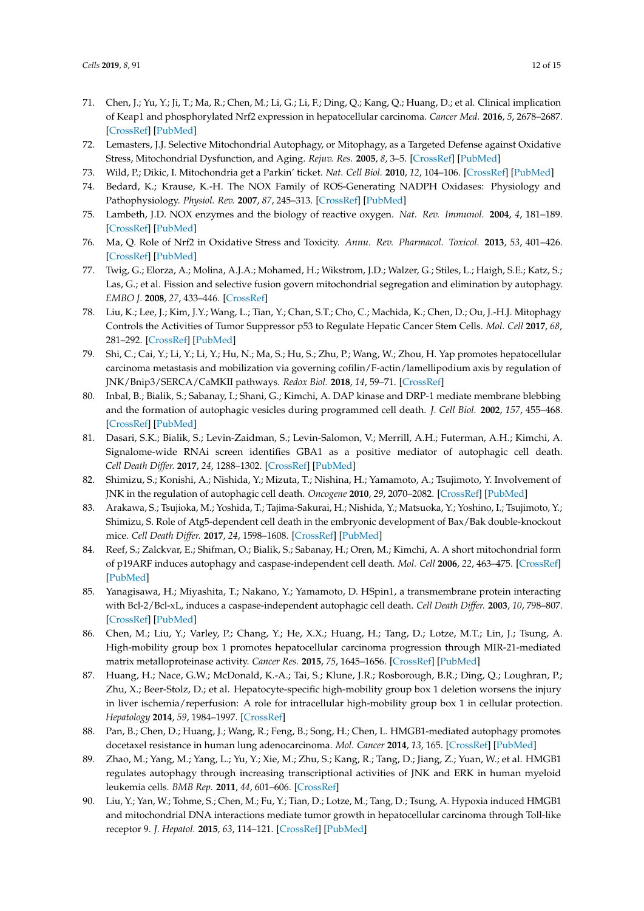71. Chen, J.; Yu, Y.; Ji, T.; Ma, R.; Chen, M.; Li, G.; Li, F.; Ding, Q.; Kang, Q.; Huang, D.; et al. Clinical implication of Keap1 and phosphorylated Nrf2 expression in hepatocellular carcinoma. *Cancer Med.* **2016**, *5*, 2678–2687. [CrossRef] [PubMed]
72. Lemasters, J.J. Selective Mitochondrial Autophagy, or Mitophagy, as a Targeted Defense against Oxidative Stress, Mitochondrial Dysfunction, and Aging. *Rejuv. Res.* **2005**, *8*, 3–5. [CrossRef] [PubMed]
73. Wild, P.; Dikic, I. Mitochondria get a Parkin' ticket. *Nat. Cell Biol.* **2010**, *12*, 104–106. [CrossRef] [PubMed]
74. Bedard, K.; Krause, K.-H. The NOX Family of ROS-Generating NADPH Oxidases: Physiology and Pathophysiology. *Physiol. Rev.* **2007**, *87*, 245–313. [CrossRef] [PubMed]
75. Lambeth, J.D. NOX enzymes and the biology of reactive oxygen. *Nat. Rev. Immunol.* **2004**, *4*, 181–189. [CrossRef] [PubMed]
76. Ma, Q. Role of Nrf2 in Oxidative Stress and Toxicity. *Annu. Rev. Pharmacol. Toxicol.* **2013**, *53*, 401–426. [CrossRef] [PubMed]
77. Twig, G.; Elorza, A.; Molina, A.J.A.; Mohamed, H.; Wikstrom, J.D.; Walzer, G.; Stiles, L.; Haigh, S.E.; Katz, S.; Las, G.; et al. Fission and selective fusion govern mitochondrial segregation and elimination by autophagy. *EMBO J.* **2008**, *27*, 433–446. [CrossRef]
78. Liu, K.; Lee, J.; Kim, J.Y.; Wang, L.; Tian, Y.; Chan, S.T.; Cho, C.; Machida, K.; Chen, D.; Ou, J.-H.J. Mitophagy Controls the Activities of Tumor Suppressor p53 to Regulate Hepatic Cancer Stem Cells. *Mol. Cell* **2017**, *68*, 281–292. [CrossRef] [PubMed]
79. Shi, C.; Cai, Y.; Li, Y.; Li, Y.; Hu, N.; Ma, S.; Hu, S.; Zhu, P.; Wang, W.; Zhou, H. Yap promotes hepatocellular carcinoma metastasis and mobilization via governing cofilin/F-actin/lamellipodium axis by regulation of JNK/Bnip3/SERCA/CaMKII pathways. *Redox Biol.* **2018**, *14*, 59–71. [CrossRef]
80. Inbal, B.; Bialik, S.; Sabanay, I.; Shani, G.; Kimchi, A. DAP kinase and DRP-1 mediate membrane blebbing and the formation of autophagic vesicles during programmed cell death. *J. Cell Biol.* **2002**, *157*, 455–468. [CrossRef] [PubMed]
81. Dasari, S.K.; Bialik, S.; Levin-Zaidman, S.; Levin-Salomon, V.; Merrill, A.H.; Futerman, A.H.; Kimchi, A. Signalome-wide RNAi screen identifies GBA1 as a positive mediator of autophagic cell death. *Cell Death Differ.* **2017**, *24*, 1288–1302. [CrossRef] [PubMed]
82. Shimizu, S.; Konishi, A.; Nishida, Y.; Mizuta, T.; Nishina, H.; Yamamoto, A.; Tsujimoto, Y. Involvement of JNK in the regulation of autophagic cell death. *Oncogene* **2010**, *29*, 2070–2082. [CrossRef] [PubMed]
83. Arakawa, S.; Tsujioka, M.; Yoshida, T.; Tajima-Sakurai, H.; Nishida, Y.; Matsuoka, Y.; Yoshino, I.; Tsujimoto, Y.; Shimizu, S. Role of Atg5-dependent cell death in the embryonic development of Bax/Bak double-knockout mice. *Cell Death Differ.* **2017**, *24*, 1598–1608. [CrossRef] [PubMed]
84. Reef, S.; Zalckvar, E.; Shifman, O.; Bialik, S.; Sabanay, H.; Oren, M.; Kimchi, A. A short mitochondrial form of p19ARF induces autophagy and caspase-independent cell death. *Mol. Cell* **2006**, *22*, 463–475. [CrossRef] [PubMed]
85. Yanagisawa, H.; Miyashita, T.; Nakano, Y.; Yamamoto, D. HSpin1, a transmembrane protein interacting with Bcl-2/Bcl-xL, induces a caspase-independent autophagic cell death. *Cell Death Differ.* **2003**, *10*, 798–807. [CrossRef] [PubMed]
86. Chen, M.; Liu, Y.; Varley, P.; Chang, Y.; He, X.X.; Huang, H.; Tang, D.; Lotze, M.T.; Lin, J.; Tsung, A. High-mobility group box 1 promotes hepatocellular carcinoma progression through MIR-21-mediated matrix metalloproteinase activity. *Cancer Res.* **2015**, *75*, 1645–1656. [CrossRef] [PubMed]
87. Huang, H.; Nace, G.W.; McDonald, K.-A.; Tai, S.; Klune, J.R.; Rosborough, B.R.; Ding, Q.; Loughran, P.; Zhu, X.; Beer-Stolz, D.; et al. Hepatocyte-specific high-mobility group box 1 deletion worsens the injury in liver ischemia/reperfusion: A role for intracellular high-mobility group box 1 in cellular protection. *Hepatology* **2014**, *59*, 1984–1997. [CrossRef]
88. Pan, B.; Chen, D.; Huang, J.; Wang, R.; Feng, B.; Song, H.; Chen, L. HMGB1-mediated autophagy promotes docetaxel resistance in human lung adenocarcinoma. *Mol. Cancer* **2014**, *13*, 165. [CrossRef] [PubMed]
89. Zhao, M.; Yang, M.; Yang, L.; Yu, Y.; Xie, M.; Zhu, S.; Kang, R.; Tang, D.; Jiang, Z.; Yuan, W.; et al. HMGB1 regulates autophagy through increasing transcriptional activities of JNK and ERK in human myeloid leukemia cells. *BMB Rep.* **2011**, *44*, 601–606. [CrossRef]
90. Liu, Y.; Yan, W.; Tohme, S.; Chen, M.; Fu, Y.; Tian, D.; Lotze, M.; Tang, D.; Tsung, A. Hypoxia induced HMGB1 and mitochondrial DNA interactions mediate tumor growth in hepatocellular carcinoma through Toll-like receptor 9. *J. Hepatol.* **2015**, *63*, 114–121. [CrossRef] [PubMed]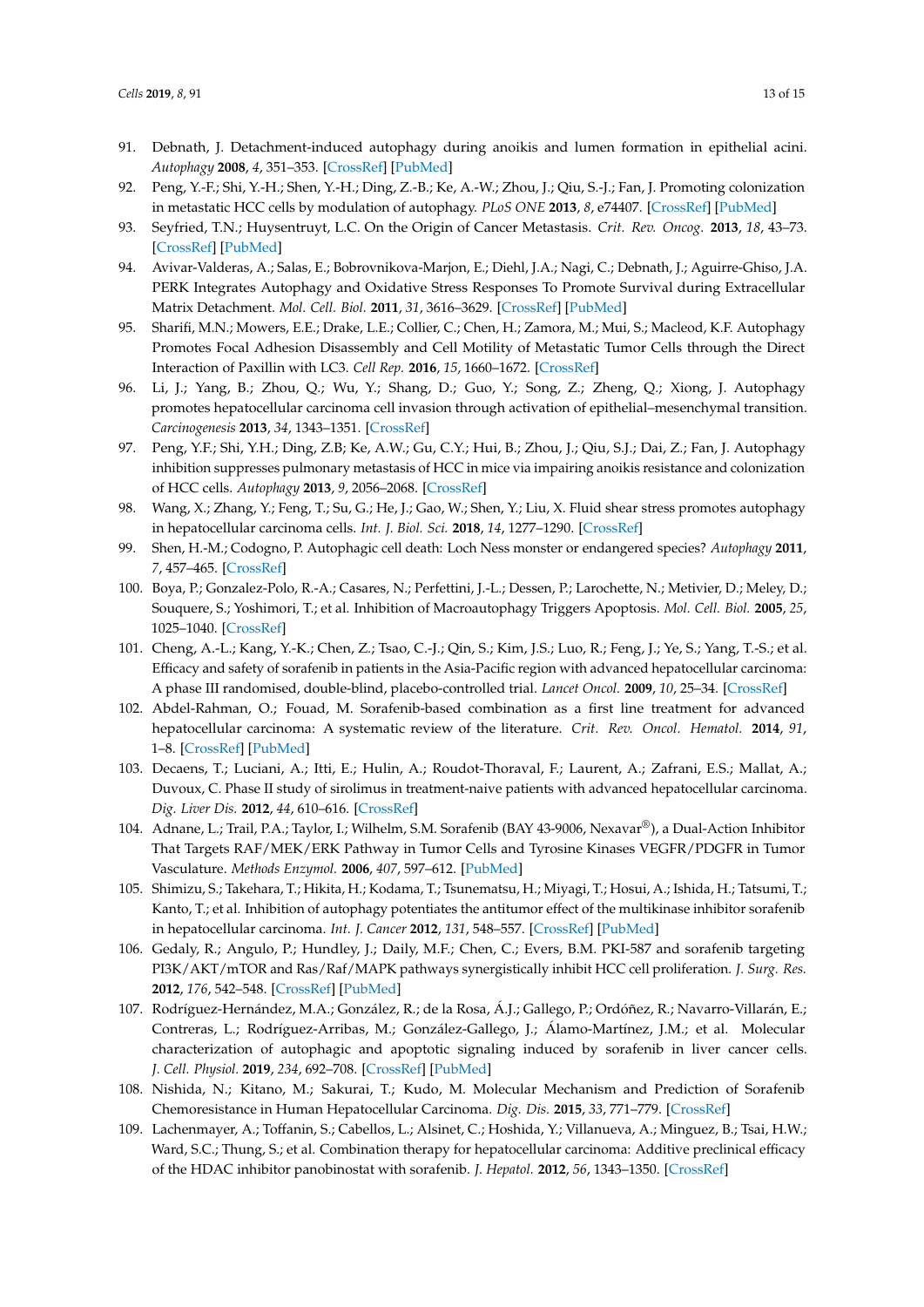91. Debnath, J. Detachment-induced autophagy during anoikis and lumen formation in epithelial acini. *Autophagy* **2008**, *4*, 351–353. [CrossRef] [PubMed]
92. Peng, Y.-F.; Shi, Y.-H.; Shen, Y.-H.; Ding, Z.-B.; Ke, A.-W.; Zhou, J.; Qiu, S.-J.; Fan, J. Promoting colonization in metastatic HCC cells by modulation of autophagy. *PLoS ONE* **2013**, *8*, e74407. [CrossRef] [PubMed]
93. Seyfried, T.N.; Huysentruyt, L.C. On the Origin of Cancer Metastasis. *Crit. Rev. Oncog.* **2013**, *18*, 43–73. [CrossRef] [PubMed]
94. Avivar-Valderas, A.; Salas, E.; Bobrovnikova-Marjon, E.; Diehl, J.A.; Nagi, C.; Debnath, J.; Aguirre-Ghiso, J.A. PERK Integrates Autophagy and Oxidative Stress Responses To Promote Survival during Extracellular Matrix Detachment. *Mol. Cell. Biol.* **2011**, *31*, 3616–3629. [CrossRef] [PubMed]
95. Sharifi, M.N.; Mowers, E.E.; Drake, L.E.; Collier, C.; Chen, H.; Zamora, M.; Mui, S.; Macleod, K.F. Autophagy Promotes Focal Adhesion Disassembly and Cell Motility of Metastatic Tumor Cells through the Direct Interaction of Paxillin with LC3. *Cell Rep.* **2016**, *15*, 1660–1672. [CrossRef]
96. Li, J.; Yang, B.; Zhou, Q.; Wu, Y.; Shang, D.; Guo, Y.; Song, Z.; Zheng, Q.; Xiong, J. Autophagy promotes hepatocellular carcinoma cell invasion through activation of epithelial–mesenchymal transition. *Carcinogenesis* **2013**, *34*, 1343–1351. [CrossRef]
97. Peng, Y.F.; Shi, Y.H.; Ding, Z.B; Ke, A.W.; Gu, C.Y.; Hui, B.; Zhou, J.; Qiu, S.J.; Dai, Z.; Fan, J. Autophagy inhibition suppresses pulmonary metastasis of HCC in mice via impairing anoikis resistance and colonization of HCC cells. *Autophagy* **2013**, *9*, 2056–2068. [CrossRef]
98. Wang, X.; Zhang, Y.; Feng, T.; Su, G.; He, J.; Gao, W.; Shen, Y.; Liu, X. Fluid shear stress promotes autophagy in hepatocellular carcinoma cells. *Int. J. Biol. Sci.* **2018**, *14*, 1277–1290. [CrossRef]
99. Shen, H.-M.; Codogno, P. Autophagic cell death: Loch Ness monster or endangered species? *Autophagy* **2011**, *7*, 457–465. [CrossRef]
100. Boya, P.; Gonzalez-Polo, R.-A.; Casares, N.; Perfettini, J.-L.; Dessen, P.; Larochette, N.; Metivier, D.; Meley, D.; Souquere, S.; Yoshimori, T.; et al. Inhibition of Macroautophagy Triggers Apoptosis. *Mol. Cell. Biol.* **2005**, *25*, 1025–1040. [CrossRef]
101. Cheng, A.-L.; Kang, Y.-K.; Chen, Z.; Tsao, C.-J.; Qin, S.; Kim, J.S.; Luo, R.; Feng, J.; Ye, S.; Yang, T.-S.; et al. Efficacy and safety of sorafenib in patients in the Asia-Pacific region with advanced hepatocellular carcinoma: A phase III randomised, double-blind, placebo-controlled trial. *Lancet Oncol.* **2009**, *10*, 25–34. [CrossRef]
102. Abdel-Rahman, O.; Fouad, M. Sorafenib-based combination as a first line treatment for advanced hepatocellular carcinoma: A systematic review of the literature. *Crit. Rev. Oncol. Hematol.* **2014**, *91*, 1–8. [CrossRef] [PubMed]
103. Decaens, T.; Luciani, A.; Itti, E.; Hulin, A.; Roudot-Thoraval, F.; Laurent, A.; Zafrani, E.S.; Mallat, A.; Duvoux, C. Phase II study of sirolimus in treatment-naive patients with advanced hepatocellular carcinoma. *Dig. Liver Dis.* **2012**, *44*, 610–616. [CrossRef]
104. Adnane, L.; Trail, P.A.; Taylor, I.; Wilhelm, S.M. Sorafenib (BAY 43-9006, Nexavar®), a Dual-Action Inhibitor That Targets RAF/MEK/ERK Pathway in Tumor Cells and Tyrosine Kinases VEGFR/PDGFR in Tumor Vasculature. *Methods Enzymol.* **2006**, *407*, 597–612. [PubMed]
105. Shimizu, S.; Takehara, T.; Hikita, H.; Kodama, T.; Tsunematsu, H.; Miyagi, T.; Hosui, A.; Ishida, H.; Tatsumi, T.; Kanto, T.; et al. Inhibition of autophagy potentiates the antitumor effect of the multikinase inhibitor sorafenib in hepatocellular carcinoma. *Int. J. Cancer* **2012**, *131*, 548–557. [CrossRef] [PubMed]
106. Gedaly, R.; Angulo, P.; Hundley, J.; Daily, M.F.; Chen, C.; Evers, B.M. PKI-587 and sorafenib targeting PI3K/AKT/mTOR and Ras/Raf/MAPK pathways synergistically inhibit HCC cell proliferation. *J. Surg. Res.* **2012**, *176*, 542–548. [CrossRef] [PubMed]
107. Rodríguez-Hernández, M.A.; González, R.; de la Rosa, Á.J.; Gallego, P.; Ordóñez, R.; Navarro-Villarán, E.; Contreras, L.; Rodríguez-Arribas, M.; González-Gallego, J.; Álamo-Martínez, J.M.; et al. Molecular characterization of autophagic and apoptotic signaling induced by sorafenib in liver cancer cells. *J. Cell. Physiol.* **2019**, *234*, 692–708. [CrossRef] [PubMed]
108. Nishida, N.; Kitano, M.; Sakurai, T.; Kudo, M. Molecular Mechanism and Prediction of Sorafenib Chemoresistance in Human Hepatocellular Carcinoma. *Dig. Dis.* **2015**, *33*, 771–779. [CrossRef]
109. Lachenmayer, A.; Toffanin, S.; Cabellos, L.; Alsinet, C.; Hoshida, Y.; Villanueva, A.; Minguez, B.; Tsai, H.W.; Ward, S.C.; Thung, S.; et al. Combination therapy for hepatocellular carcinoma: Additive preclinical efficacy of the HDAC inhibitor panobinostat with sorafenib. *J. Hepatol.* **2012**, *56*, 1343–1350. [CrossRef]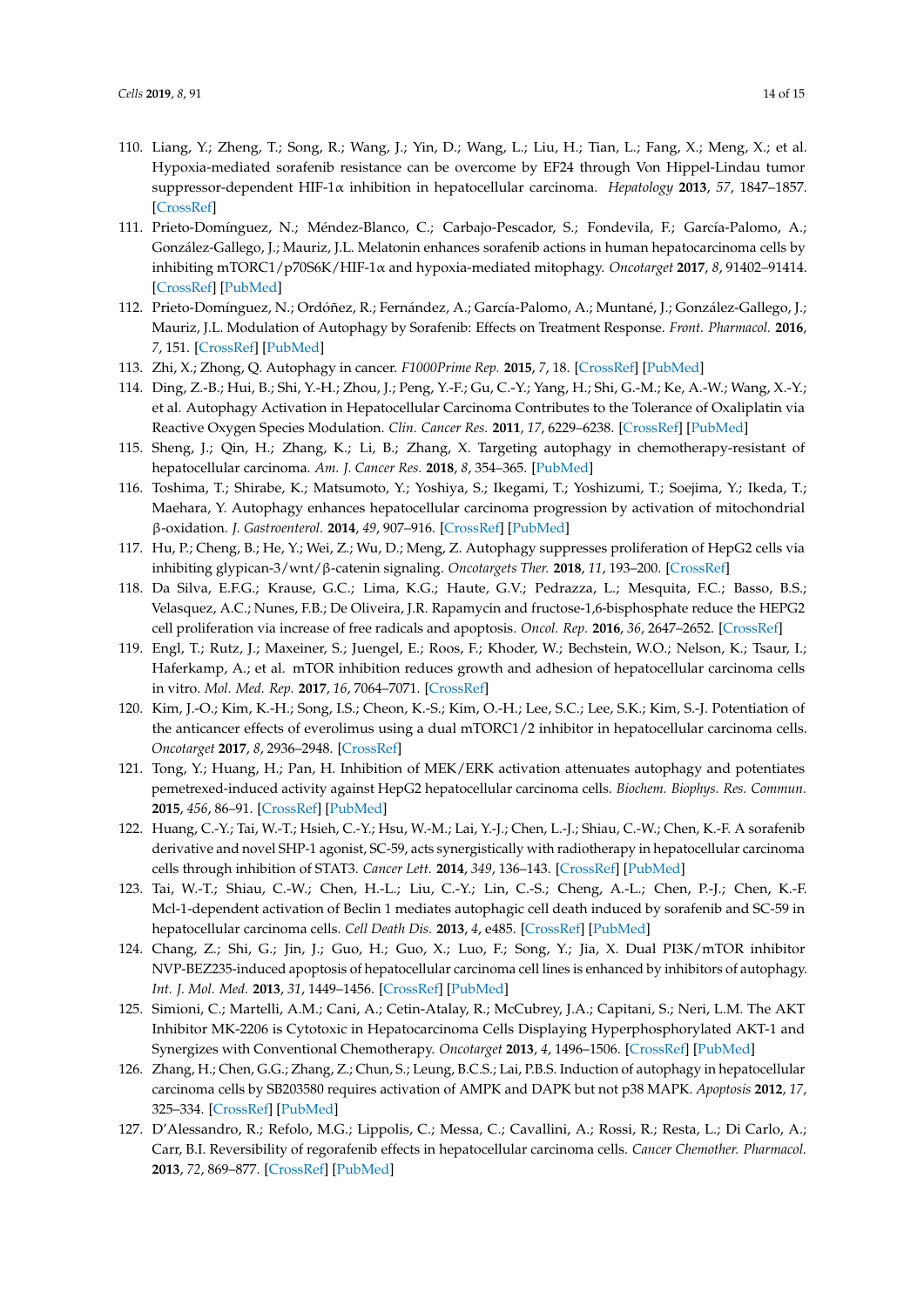110. Liang, Y.; Zheng, T.; Song, R.; Wang, J.; Yin, D.; Wang, L.; Liu, H.; Tian, L.; Fang, X.; Meng, X.; et al. Hypoxia-mediated sorafenib resistance can be overcome by EF24 through Von Hippel-Lindau tumor suppressor-dependent HIF-1α inhibition in hepatocellular carcinoma. *Hepatology* **2013**, *57*, 1847–1857. [CrossRef]
111. Prieto-Domínguez, N.; Méndez-Blanco, C.; Carbajo-Pescador, S.; Fondevila, F.; García-Palomo, A.; González-Gallego, J.; Mauriz, J.L. Melatonin enhances sorafenib actions in human hepatocarcinoma cells by inhibiting mTORC1/p70S6K/HIF-1α and hypoxia-mediated mitophagy. *Oncotarget* **2017**, *8*, 91402–91414. [CrossRef] [PubMed]
112. Prieto-Domínguez, N.; Ordóñez, R.; Fernández, A.; García-Palomo, A.; Muntané, J.; González-Gallego, J.; Mauriz, J.L. Modulation of Autophagy by Sorafenib: Effects on Treatment Response. *Front. Pharmacol.* **2016**, *7*, 151. [CrossRef] [PubMed]
113. Zhi, X.; Zhong, Q. Autophagy in cancer. *F1000Prime Rep.* **2015**, *7*, 18. [CrossRef] [PubMed]
114. Ding, Z.-B.; Hui, B.; Shi, Y.-H.; Zhou, J.; Peng, Y.-F.; Gu, C.-Y.; Yang, H.; Shi, G.-M.; Ke, A.-W.; Wang, X.-Y.; et al. Autophagy Activation in Hepatocellular Carcinoma Contributes to the Tolerance of Oxaliplatin via Reactive Oxygen Species Modulation. *Clin. Cancer Res.* **2011**, *17*, 6229–6238. [CrossRef] [PubMed]
115. Sheng, J.; Qin, H.; Zhang, K.; Li, B.; Zhang, X. Targeting autophagy in chemotherapy-resistant of hepatocellular carcinoma. *Am. J. Cancer Res.* **2018**, *8*, 354–365. [PubMed]
116. Toshima, T.; Shirabe, K.; Matsumoto, Y.; Yoshiya, S.; Ikegami, T.; Yoshizumi, T.; Soejima, Y.; Ikeda, T.; Maehara, Y. Autophagy enhances hepatocellular carcinoma progression by activation of mitochondrial β-oxidation. *J. Gastroenterol.* **2014**, *49*, 907–916. [CrossRef] [PubMed]
117. Hu, P.; Cheng, B.; He, Y.; Wei, Z.; Wu, D.; Meng, Z. Autophagy suppresses proliferation of HepG2 cells via inhibiting glypican-3/wnt/β-catenin signaling. *Oncotargets Ther.* **2018**, *11*, 193–200. [CrossRef]
118. Da Silva, E.F.G.; Krause, G.C.; Lima, K.G.; Haute, G.V.; Pedrazza, L.; Mesquita, F.C.; Basso, B.S.; Velasquez, A.C.; Nunes, F.B.; De Oliveira, J.R. Rapamycin and fructose-1,6-bisphosphate reduce the HEPG2 cell proliferation via increase of free radicals and apoptosis. *Oncol. Rep.* **2016**, *36*, 2647–2652. [CrossRef]
119. Engl, T.; Rutz, J.; Maxeiner, S.; Juengel, E.; Roos, F.; Khoder, W.; Bechstein, W.O.; Nelson, K.; Tsaur, I.; Haferkamp, A.; et al. mTOR inhibition reduces growth and adhesion of hepatocellular carcinoma cells in vitro. *Mol. Med. Rep.* **2017**, *16*, 7064–7071. [CrossRef]
120. Kim, J.-O.; Kim, K.-H.; Song, I.S.; Cheon, K.-S.; Kim, O.-H.; Lee, S.C.; Lee, S.K.; Kim, S.-J. Potentiation of the anticancer effects of everolimus using a dual mTORC1/2 inhibitor in hepatocellular carcinoma cells. *Oncotarget* **2017**, *8*, 2936–2948. [CrossRef]
121. Tong, Y.; Huang, H.; Pan, H. Inhibition of MEK/ERK activation attenuates autophagy and potentiates pemetrexed-induced activity against HepG2 hepatocellular carcinoma cells. *Biochem. Biophys. Res. Commun.* **2015**, *456*, 86–91. [CrossRef] [PubMed]
122. Huang, C.-Y.; Tai, W.-T.; Hsieh, C.-Y.; Hsu, W.-M.; Lai, Y.-J.; Chen, L.-J.; Shiau, C.-W.; Chen, K.-F. A sorafenib derivative and novel SHP-1 agonist, SC-59, acts synergistically with radiotherapy in hepatocellular carcinoma cells through inhibition of STAT3. *Cancer Lett.* **2014**, *349*, 136–143. [CrossRef] [PubMed]
123. Tai, W.-T.; Shiau, C.-W.; Chen, H.-L.; Liu, C.-Y.; Lin, C.-S.; Cheng, A.-L.; Chen, P.-J.; Chen, K.-F. Mcl-1-dependent activation of Beclin 1 mediates autophagic cell death induced by sorafenib and SC-59 in hepatocellular carcinoma cells. *Cell Death Dis.* **2013**, *4*, e485. [CrossRef] [PubMed]
124. Chang, Z.; Shi, G.; Jin, J.; Guo, H.; Guo, X.; Luo, F.; Song, Y.; Jia, X. Dual PI3K/mTOR inhibitor NVP-BEZ235-induced apoptosis of hepatocellular carcinoma cell lines is enhanced by inhibitors of autophagy. *Int. J. Mol. Med.* **2013**, *31*, 1449–1456. [CrossRef] [PubMed]
125. Simioni, C.; Martelli, A.M.; Cani, A.; Cetin-Atalay, R.; McCubrey, J.A.; Capitani, S.; Neri, L.M. The AKT Inhibitor MK-2206 is Cytotoxic in Hepatocarcinoma Cells Displaying Hyperphosphorylated AKT-1 and Synergizes with Conventional Chemotherapy. *Oncotarget* **2013**, *4*, 1496–1506. [CrossRef] [PubMed]
126. Zhang, H.; Chen, G.G.; Zhang, Z.; Chun, S.; Leung, B.C.S.; Lai, P.B.S. Induction of autophagy in hepatocellular carcinoma cells by SB203580 requires activation of AMPK and DAPK but not p38 MAPK. *Apoptosis* **2012**, *17*, 325–334. [CrossRef] [PubMed]
127. D'Alessandro, R.; Refolo, M.G.; Lippolis, C.; Messa, C.; Cavallini, A.; Rossi, R.; Resta, L.; Di Carlo, A.; Carr, B.I. Reversibility of regorafenib effects in hepatocellular carcinoma cells. *Cancer Chemother. Pharmacol.* **2013**, *72*, 869–877. [CrossRef] [PubMed]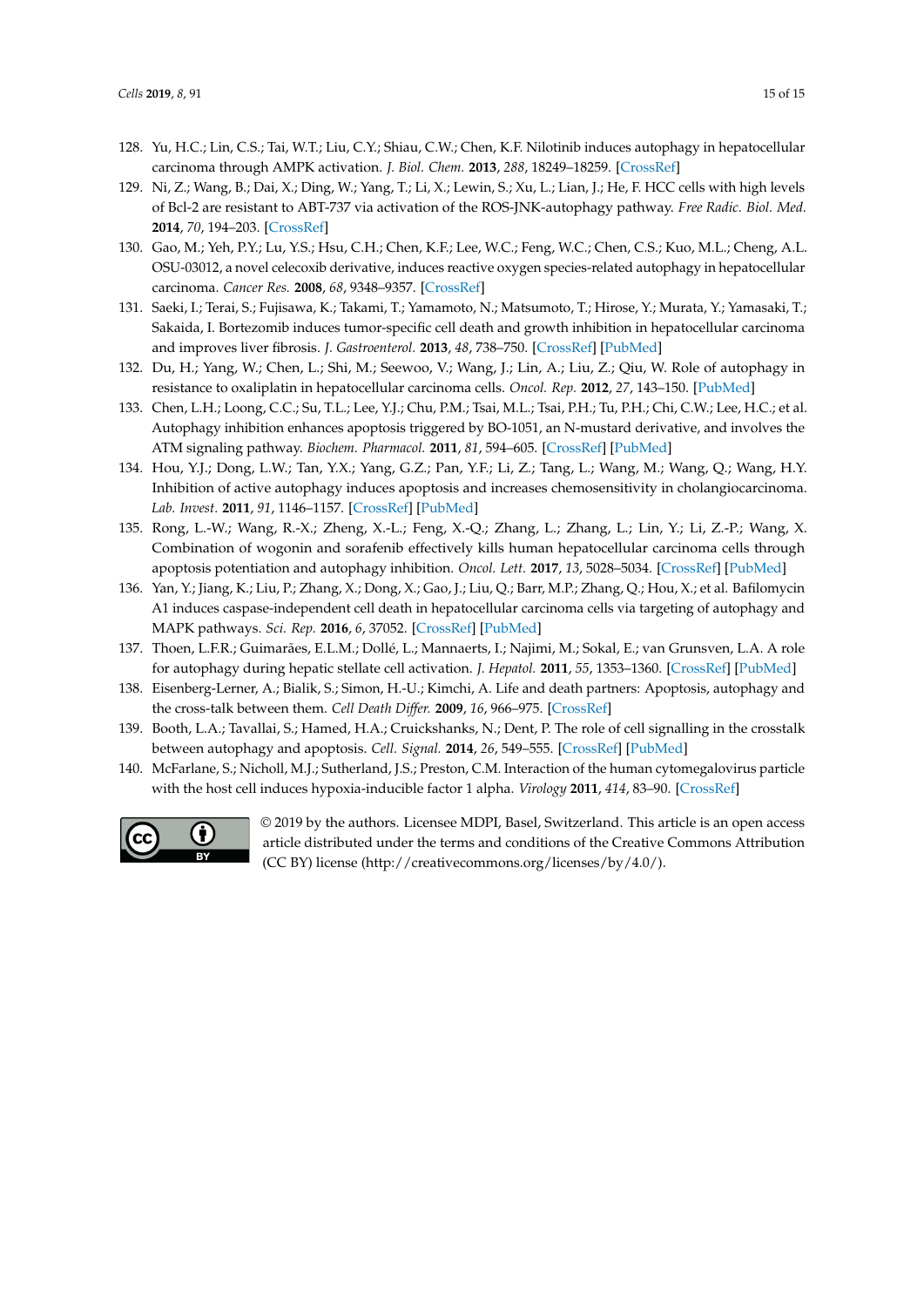128. Yu, H.C.; Lin, C.S.; Tai, W.T.; Liu, C.Y.; Shiau, C.W.; Chen, K.F. Nilotinib induces autophagy in hepatocellular carcinoma through AMPK activation. *J. Biol. Chem.* **2013**, *288*, 18249–18259. [CrossRef]
129. Ni, Z.; Wang, B.; Dai, X.; Ding, W.; Yang, T.; Li, X.; Lewin, S.; Xu, L.; Lian, J.; He, F. HCC cells with high levels of Bcl-2 are resistant to ABT-737 via activation of the ROS-JNK-autophagy pathway. *Free Radic. Biol. Med.* **2014**, *70*, 194–203. [CrossRef]
130. Gao, M.; Yeh, P.Y.; Lu, Y.S.; Hsu, C.H.; Chen, K.F.; Lee, W.C.; Feng, W.C.; Chen, C.S.; Kuo, M.L.; Cheng, A.L. OSU-03012, a novel celecoxib derivative, induces reactive oxygen species-related autophagy in hepatocellular carcinoma. *Cancer Res.* **2008**, *68*, 9348–9357. [CrossRef]
131. Saeki, I.; Terai, S.; Fujisawa, K.; Takami, T.; Yamamoto, N.; Matsumoto, T.; Hirose, Y.; Murata, Y.; Yamasaki, T.; Sakaida, I. Bortezomib induces tumor-specific cell death and growth inhibition in hepatocellular carcinoma and improves liver fibrosis. *J. Gastroenterol.* **2013**, *48*, 738–750. [CrossRef] [PubMed]
132. Du, H.; Yang, W.; Chen, L.; Shi, M.; Seewoo, V.; Wang, J.; Lin, A.; Liu, Z.; Qiu, W. Role of autophagy in resistance to oxaliplatin in hepatocellular carcinoma cells. *Oncol. Rep.* **2012**, *27*, 143–150. [PubMed]
133. Chen, L.H.; Loong, C.C.; Su, T.L.; Lee, Y.J.; Chu, P.M.; Tsai, M.L.; Tsai, P.H.; Tu, P.H.; Chi, C.W.; Lee, H.C.; et al. Autophagy inhibition enhances apoptosis triggered by BO-1051, an N-mustard derivative, and involves the ATM signaling pathway. *Biochem. Pharmacol.* **2011**, *81*, 594–605. [CrossRef] [PubMed]
134. Hou, Y.J.; Dong, L.W.; Tan, Y.X.; Yang, G.Z.; Pan, Y.F.; Li, Z.; Tang, L.; Wang, M.; Wang, Q.; Wang, H.Y. Inhibition of active autophagy induces apoptosis and increases chemosensitivity in cholangiocarcinoma. *Lab. Invest.* **2011**, *91*, 1146–1157. [CrossRef] [PubMed]
135. Rong, L.-W.; Wang, R.-X.; Zheng, X.-L.; Feng, X.-Q.; Zhang, L.; Zhang, L.; Lin, Y.; Li, Z.-P.; Wang, X. Combination of wogonin and sorafenib effectively kills human hepatocellular carcinoma cells through apoptosis potentiation and autophagy inhibition. *Oncol. Lett.* **2017**, *13*, 5028–5034. [CrossRef] [PubMed]
136. Yan, Y.; Jiang, K.; Liu, P.; Zhang, X.; Dong, X.; Gao, J.; Liu, Q.; Barr, M.P.; Zhang, Q.; Hou, X.; et al. Bafilomycin A1 induces caspase-independent cell death in hepatocellular carcinoma cells via targeting of autophagy and MAPK pathways. *Sci. Rep.* **2016**, *6*, 37052. [CrossRef] [PubMed]
137. Thoen, L.F.R.; Guimarães, E.L.M.; Dollé, L.; Mannaerts, I.; Najimi, M.; Sokal, E.; van Grunsven, L.A. A role for autophagy during hepatic stellate cell activation. *J. Hepatol.* **2011**, *55*, 1353–1360. [CrossRef] [PubMed]
138. Eisenberg-Lerner, A.; Bialik, S.; Simon, H.-U.; Kimchi, A. Life and death partners: Apoptosis, autophagy and the cross-talk between them. *Cell Death Differ.* **2009**, *16*, 966–975. [CrossRef]
139. Booth, L.A.; Tavallai, S.; Hamed, H.A.; Cruickshanks, N.; Dent, P. The role of cell signalling in the crosstalk between autophagy and apoptosis. *Cell. Signal.* **2014**, *26*, 549–555. [CrossRef] [PubMed]
140. McFarlane, S.; Nicholl, M.J.; Sutherland, J.S.; Preston, C.M. Interaction of the human cytomegalovirus particle with the host cell induces hypoxia-inducible factor 1 alpha. *Virology* **2011**, *414*, 83–90. [CrossRef]

© 2019 by the authors. Licensee MDPI, Basel, Switzerland. This article is an open access article distributed under the terms and conditions of the Creative Commons Attribution (CC BY) license (http://creativecommons.org/licenses/by/4.0/).